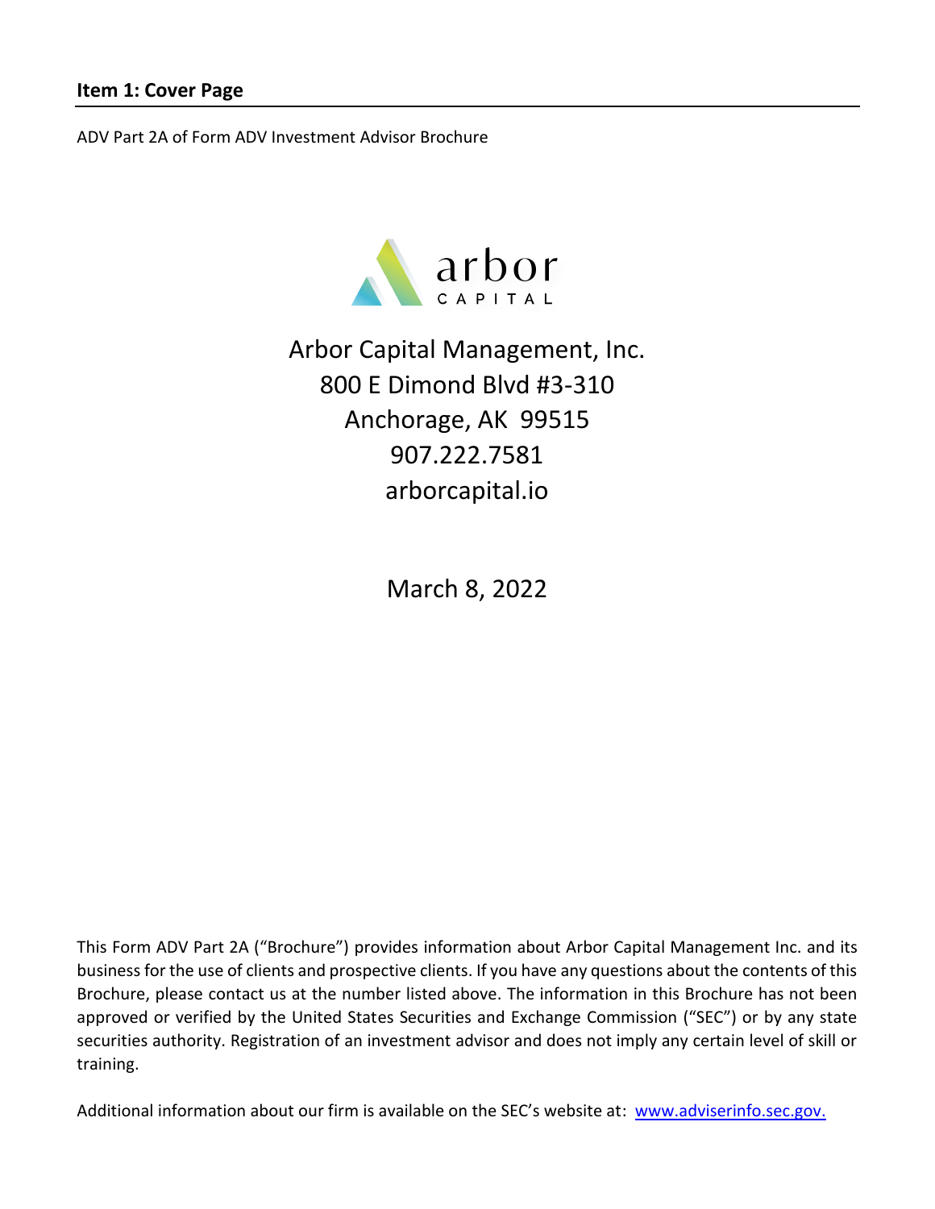## Item 1: Cover Page

ADV Part 2A of Form ADV Investment Advisor Brochure

arbor
CAPITAL

Arbor Capital Management, Inc.
800 E Dimond Blvd #3-310
Anchorage, AK 99515
907.222.7581
arborcapital.io

March 8, 2022

This Form ADV Part 2A ("Brochure") provides information about Arbor Capital Management Inc. and its business for the use of clients and prospective clients. If you have any questions about the contents of this Brochure, please contact us at the number listed above. The information in this Brochure has not been approved or verified by the United States Securities and Exchange Commission ("SEC") or by any state securities authority. Registration of an investment advisor and does not imply any certain level of skill or training.

Additional information about our firm is available on the SEC's website at: [www.adviserinfo.sec.gov.](http://www.adviserinfo.sec.gov)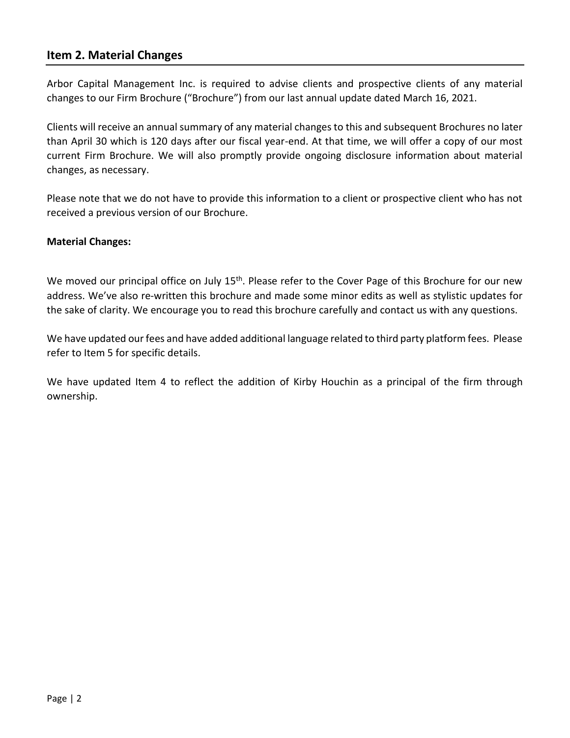## Item 2. Material Changes

Arbor Capital Management Inc. is required to advise clients and prospective clients of any material changes to our Firm Brochure ("Brochure") from our last annual update dated March 16, 2021.

Clients will receive an annual summary of any material changes to this and subsequent Brochures no later than April 30 which is 120 days after our fiscal year-end. At that time, we will offer a copy of our most current Firm Brochure. We will also promptly provide ongoing disclosure information about material changes, as necessary.

Please note that we do not have to provide this information to a client or prospective client who has not received a previous version of our Brochure.

**Material Changes:**

We moved our principal office on July 15th. Please refer to the Cover Page of this Brochure for our new address. We've also re-written this brochure and made some minor edits as well as stylistic updates for the sake of clarity. We encourage you to read this brochure carefully and contact us with any questions.

We have updated our fees and have added additional language related to third party platform fees. Please refer to Item 5 for specific details.

We have updated Item 4 to reflect the addition of Kirby Houchin as a principal of the firm through ownership.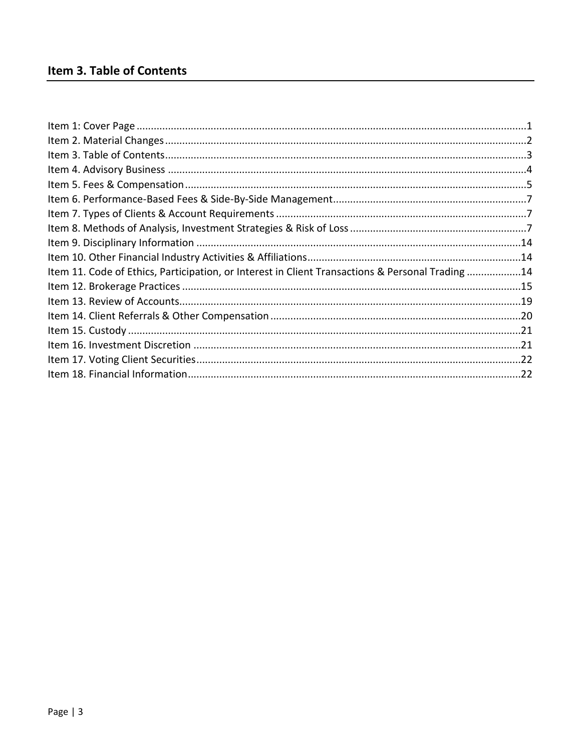## Item 3. Table of Contents

Item 1: Cover Page ........................................................................................................................1
Item 2. Material Changes ..............................................................................................................2
Item 3. Table of Contents ..............................................................................................................3
Item 4. Advisory Business .............................................................................................................4
Item 5. Fees & Compensation .......................................................................................................5
Item 6. Performance-Based Fees & Side-By-Side Management ....................................................7
Item 7. Types of Clients & Account Requirements .......................................................................7
Item 8. Methods of Analysis, Investment Strategies & Risk of Loss ..............................................7
Item 9. Disciplinary Information ..................................................................................................14
Item 10. Other Financial Industry Activities & Affiliations ...........................................................14
Item 11. Code of Ethics, Participation, or Interest in Client Transactions & Personal Trading ...................14
Item 12. Brokerage Practices .......................................................................................................15
Item 13. Review of Accounts ........................................................................................................19
Item 14. Client Referrals & Other Compensation ........................................................................20
Item 15. Custody ..........................................................................................................................21
Item 16. Investment Discretion ...................................................................................................21
Item 17. Voting Client Securities ..................................................................................................22
Item 18. Financial Information .....................................................................................................22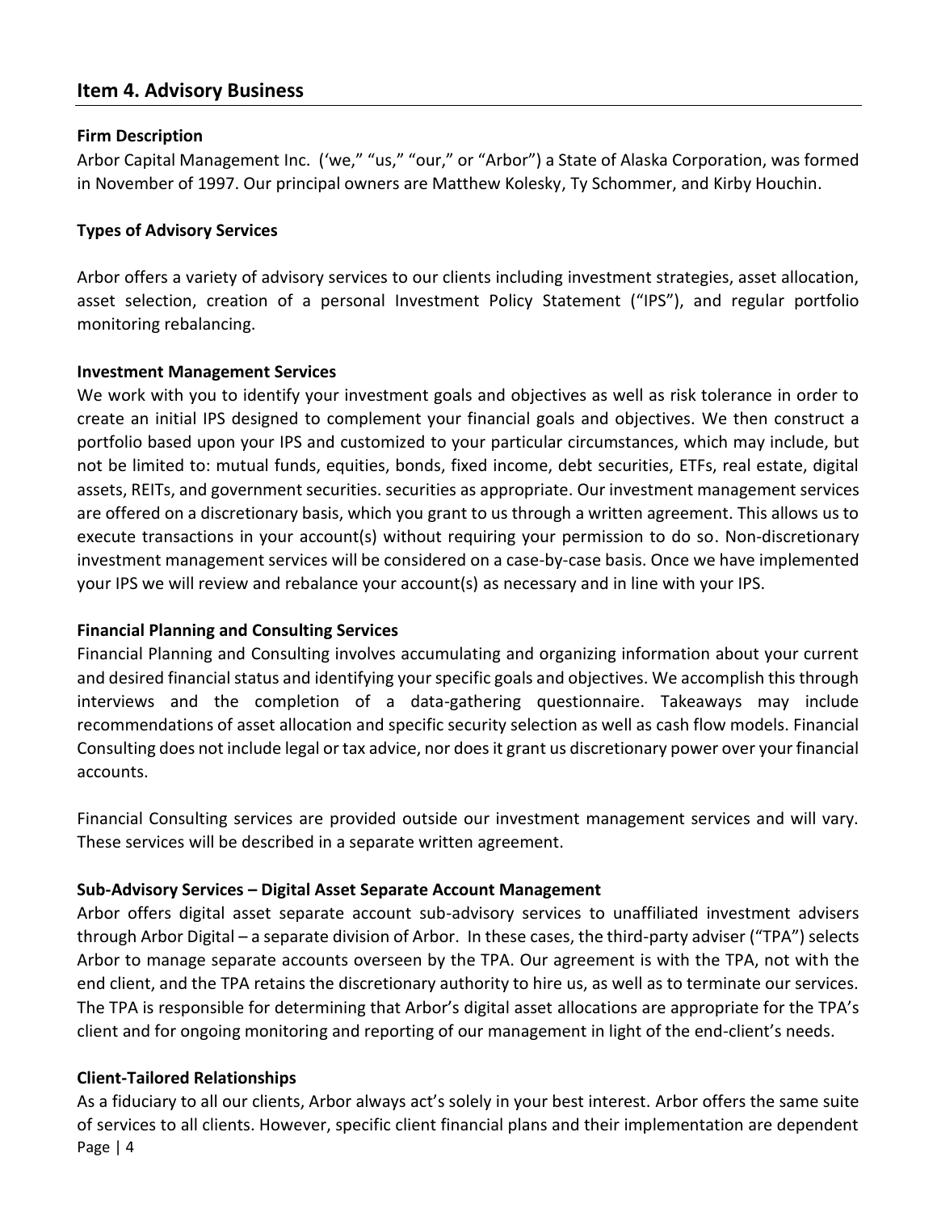## Item 4. Advisory Business

**Firm Description**

Arbor Capital Management Inc. ('we," "us," "our," or "Arbor") a State of Alaska Corporation, was formed in November of 1997. Our principal owners are Matthew Kolesky, Ty Schommer, and Kirby Houchin.

**Types of Advisory Services**

Arbor offers a variety of advisory services to our clients including investment strategies, asset allocation, asset selection, creation of a personal Investment Policy Statement ("IPS"), and regular portfolio monitoring rebalancing.

**Investment Management Services**

We work with you to identify your investment goals and objectives as well as risk tolerance in order to create an initial IPS designed to complement your financial goals and objectives. We then construct a portfolio based upon your IPS and customized to your particular circumstances, which may include, but not be limited to: mutual funds, equities, bonds, fixed income, debt securities, ETFs, real estate, digital assets, REITs, and government securities. securities as appropriate. Our investment management services are offered on a discretionary basis, which you grant to us through a written agreement. This allows us to execute transactions in your account(s) without requiring your permission to do so. Non-discretionary investment management services will be considered on a case-by-case basis. Once we have implemented your IPS we will review and rebalance your account(s) as necessary and in line with your IPS.

**Financial Planning and Consulting Services**

Financial Planning and Consulting involves accumulating and organizing information about your current and desired financial status and identifying your specific goals and objectives. We accomplish this through interviews and the completion of a data-gathering questionnaire. Takeaways may include recommendations of asset allocation and specific security selection as well as cash flow models. Financial Consulting does not include legal or tax advice, nor does it grant us discretionary power over your financial accounts.

Financial Consulting services are provided outside our investment management services and will vary. These services will be described in a separate written agreement.

**Sub-Advisory Services – Digital Asset Separate Account Management**

Arbor offers digital asset separate account sub-advisory services to unaffiliated investment advisers through Arbor Digital – a separate division of Arbor. In these cases, the third-party adviser ("TPA") selects Arbor to manage separate accounts overseen by the TPA. Our agreement is with the TPA, not with the end client, and the TPA retains the discretionary authority to hire us, as well as to terminate our services. The TPA is responsible for determining that Arbor's digital asset allocations are appropriate for the TPA's client and for ongoing monitoring and reporting of our management in light of the end-client's needs.

**Client-Tailored Relationships**

As a fiduciary to all our clients, Arbor always act's solely in your best interest. Arbor offers the same suite of services to all clients. However, specific client financial plans and their implementation are dependent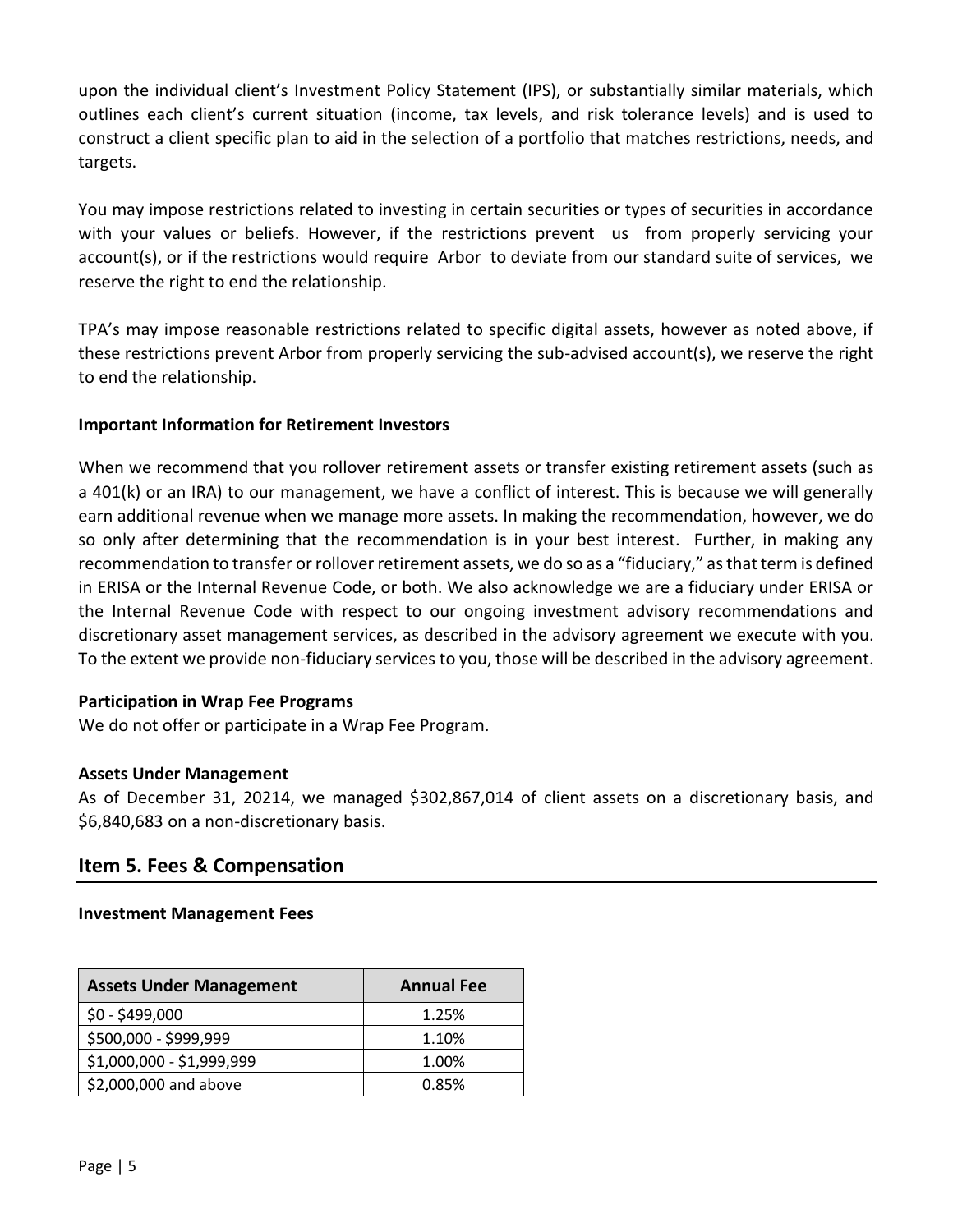upon the individual client's Investment Policy Statement (IPS), or substantially similar materials, which outlines each client's current situation (income, tax levels, and risk tolerance levels) and is used to construct a client specific plan to aid in the selection of a portfolio that matches restrictions, needs, and targets.

You may impose restrictions related to investing in certain securities or types of securities in accordance with your values or beliefs. However, if the restrictions prevent us from properly servicing your account(s), or if the restrictions would require Arbor to deviate from our standard suite of services, we reserve the right to end the relationship.

TPA's may impose reasonable restrictions related to specific digital assets, however as noted above, if these restrictions prevent Arbor from properly servicing the sub-advised account(s), we reserve the right to end the relationship.

**Important Information for Retirement Investors**

When we recommend that you rollover retirement assets or transfer existing retirement assets (such as a 401(k) or an IRA) to our management, we have a conflict of interest. This is because we will generally earn additional revenue when we manage more assets. In making the recommendation, however, we do so only after determining that the recommendation is in your best interest. Further, in making any recommendation to transfer or rollover retirement assets, we do so as a "fiduciary," as that term is defined in ERISA or the Internal Revenue Code, or both. We also acknowledge we are a fiduciary under ERISA or the Internal Revenue Code with respect to our ongoing investment advisory recommendations and discretionary asset management services, as described in the advisory agreement we execute with you. To the extent we provide non-fiduciary services to you, those will be described in the advisory agreement.

**Participation in Wrap Fee Programs**

We do not offer or participate in a Wrap Fee Program.

**Assets Under Management**

As of December 31, 20214, we managed $302,867,014 of client assets on a discretionary basis, and $6,840,683 on a non-discretionary basis.

## Item 5. Fees & Compensation

**Investment Management Fees**

| Assets Under Management | Annual Fee |
|---|---|
| $0 - $499,000 | 1.25% |
| $500,000 - $999,999 | 1.10% |
| $1,000,000 - $1,999,999 | 1.00% |
| $2,000,000 and above | 0.85% |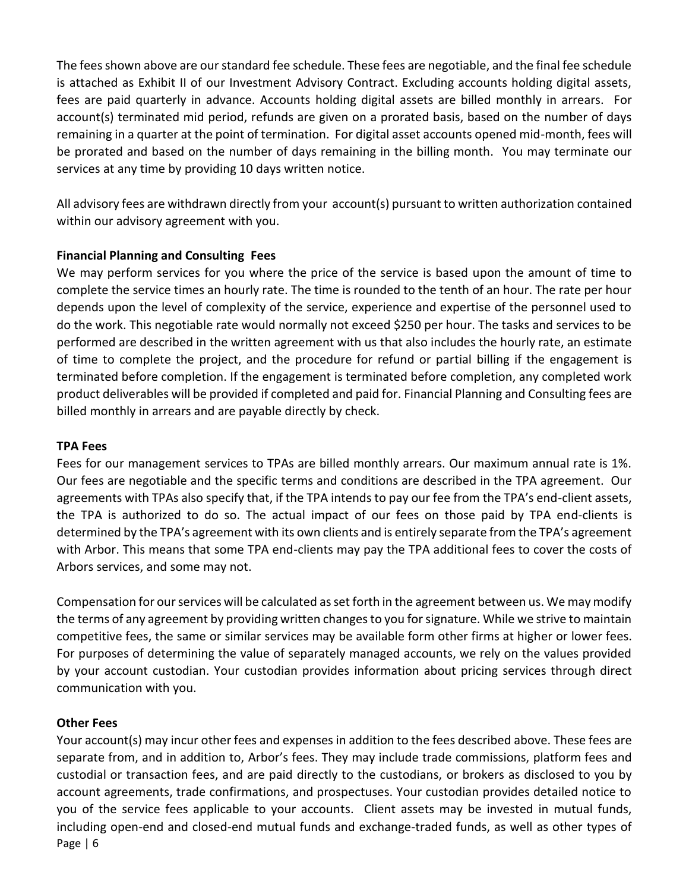The fees shown above are our standard fee schedule. These fees are negotiable, and the final fee schedule is attached as Exhibit II of our Investment Advisory Contract. Excluding accounts holding digital assets, fees are paid quarterly in advance. Accounts holding digital assets are billed monthly in arrears. For account(s) terminated mid period, refunds are given on a prorated basis, based on the number of days remaining in a quarter at the point of termination. For digital asset accounts opened mid-month, fees will be prorated and based on the number of days remaining in the billing month. You may terminate our services at any time by providing 10 days written notice.

All advisory fees are withdrawn directly from your account(s) pursuant to written authorization contained within our advisory agreement with you.

**Financial Planning and Consulting Fees**

We may perform services for you where the price of the service is based upon the amount of time to complete the service times an hourly rate. The time is rounded to the tenth of an hour. The rate per hour depends upon the level of complexity of the service, experience and expertise of the personnel used to do the work. This negotiable rate would normally not exceed $250 per hour. The tasks and services to be performed are described in the written agreement with us that also includes the hourly rate, an estimate of time to complete the project, and the procedure for refund or partial billing if the engagement is terminated before completion. If the engagement is terminated before completion, any completed work product deliverables will be provided if completed and paid for. Financial Planning and Consulting fees are billed monthly in arrears and are payable directly by check.

**TPA Fees**

Fees for our management services to TPAs are billed monthly arrears. Our maximum annual rate is 1%. Our fees are negotiable and the specific terms and conditions are described in the TPA agreement. Our agreements with TPAs also specify that, if the TPA intends to pay our fee from the TPA's end-client assets, the TPA is authorized to do so. The actual impact of our fees on those paid by TPA end-clients is determined by the TPA's agreement with its own clients and is entirely separate from the TPA's agreement with Arbor. This means that some TPA end-clients may pay the TPA additional fees to cover the costs of Arbors services, and some may not.

Compensation for our services will be calculated as set forth in the agreement between us. We may modify the terms of any agreement by providing written changes to you for signature. While we strive to maintain competitive fees, the same or similar services may be available form other firms at higher or lower fees. For purposes of determining the value of separately managed accounts, we rely on the values provided by your account custodian. Your custodian provides information about pricing services through direct communication with you.

**Other Fees**

Your account(s) may incur other fees and expenses in addition to the fees described above. These fees are separate from, and in addition to, Arbor's fees. They may include trade commissions, platform fees and custodial or transaction fees, and are paid directly to the custodians, or brokers as disclosed to you by account agreements, trade confirmations, and prospectuses. Your custodian provides detailed notice to you of the service fees applicable to your accounts. Client assets may be invested in mutual funds, including open-end and closed-end mutual funds and exchange-traded funds, as well as other types of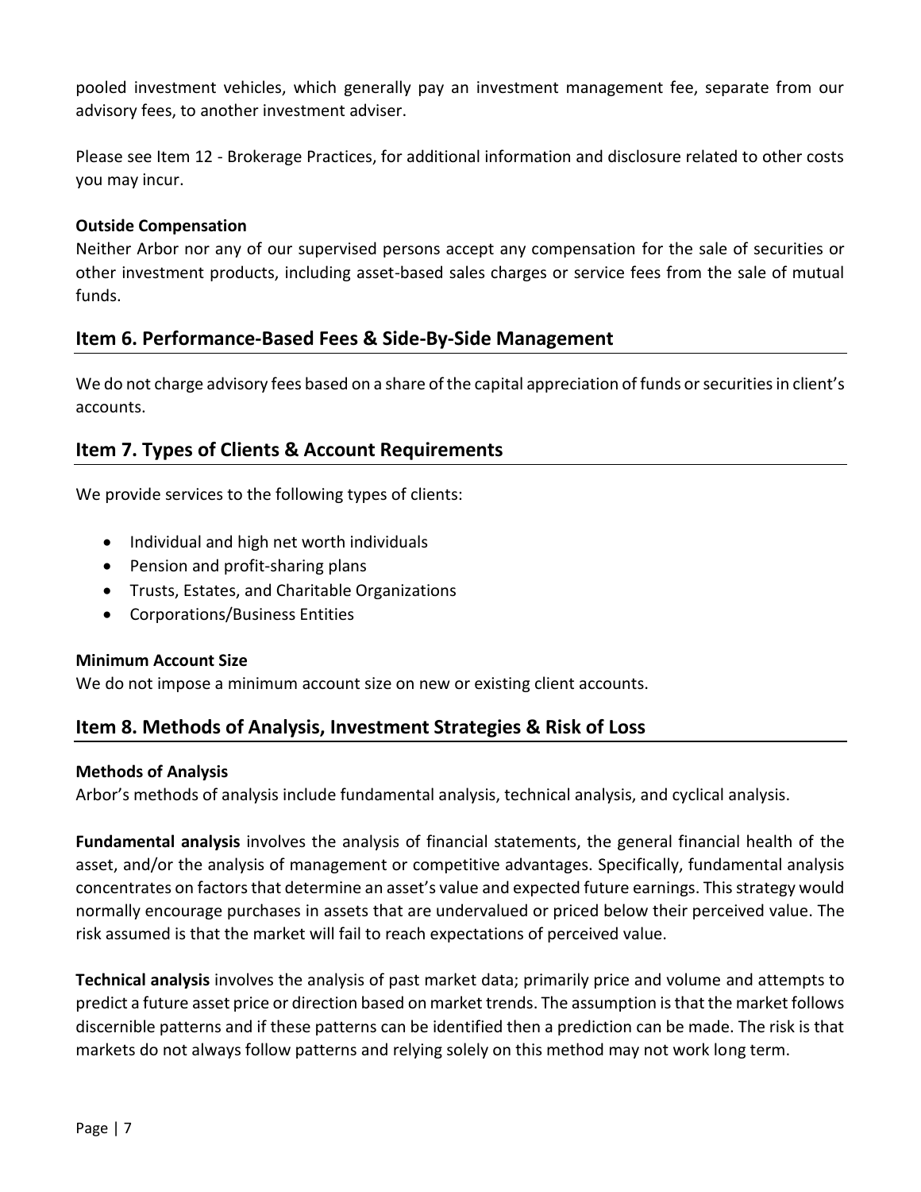pooled investment vehicles, which generally pay an investment management fee, separate from our advisory fees, to another investment adviser.

Please see Item 12 - Brokerage Practices, for additional information and disclosure related to other costs you may incur.

**Outside Compensation**

Neither Arbor nor any of our supervised persons accept any compensation for the sale of securities or other investment products, including asset-based sales charges or service fees from the sale of mutual funds.

## Item 6. Performance-Based Fees & Side-By-Side Management

We do not charge advisory fees based on a share of the capital appreciation of funds or securities in client's accounts.

## Item 7. Types of Clients & Account Requirements

We provide services to the following types of clients:

- Individual and high net worth individuals
- Pension and profit-sharing plans
- Trusts, Estates, and Charitable Organizations
- Corporations/Business Entities

**Minimum Account Size**

We do not impose a minimum account size on new or existing client accounts.

## Item 8. Methods of Analysis, Investment Strategies & Risk of Loss

**Methods of Analysis**

Arbor's methods of analysis include fundamental analysis, technical analysis, and cyclical analysis.

**Fundamental analysis** involves the analysis of financial statements, the general financial health of the asset, and/or the analysis of management or competitive advantages. Specifically, fundamental analysis concentrates on factors that determine an asset's value and expected future earnings. This strategy would normally encourage purchases in assets that are undervalued or priced below their perceived value. The risk assumed is that the market will fail to reach expectations of perceived value.

**Technical analysis** involves the analysis of past market data; primarily price and volume and attempts to predict a future asset price or direction based on market trends. The assumption is that the market follows discernible patterns and if these patterns can be identified then a prediction can be made. The risk is that markets do not always follow patterns and relying solely on this method may not work long term.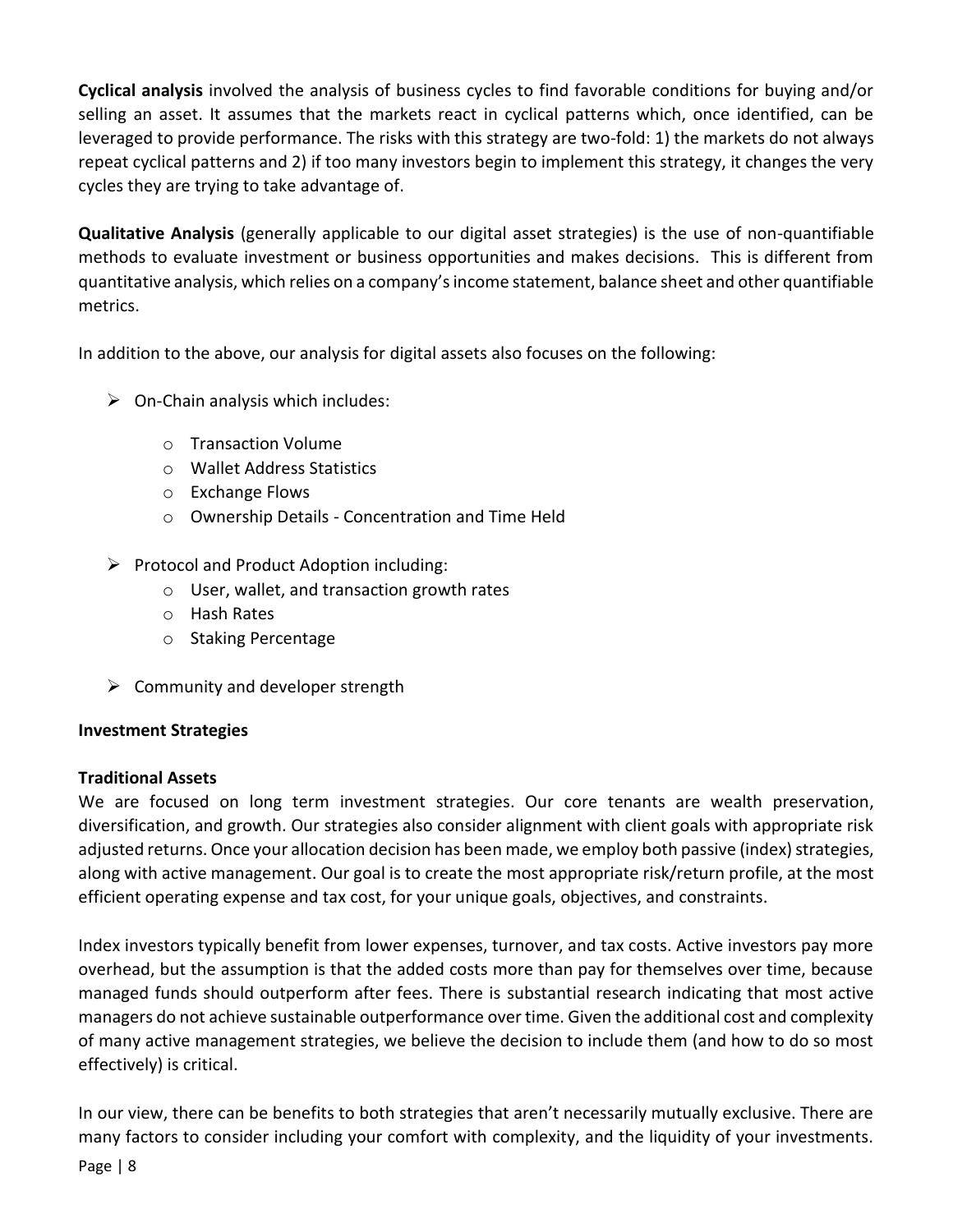**Cyclical analysis** involved the analysis of business cycles to find favorable conditions for buying and/or selling an asset. It assumes that the markets react in cyclical patterns which, once identified, can be leveraged to provide performance. The risks with this strategy are two-fold: 1) the markets do not always repeat cyclical patterns and 2) if too many investors begin to implement this strategy, it changes the very cycles they are trying to take advantage of.

**Qualitative Analysis** (generally applicable to our digital asset strategies) is the use of non-quantifiable methods to evaluate investment or business opportunities and makes decisions. This is different from quantitative analysis, which relies on a company's income statement, balance sheet and other quantifiable metrics.

In addition to the above, our analysis for digital assets also focuses on the following:

- On-Chain analysis which includes:
  - Transaction Volume
  - Wallet Address Statistics
  - Exchange Flows
  - Ownership Details - Concentration and Time Held
- Protocol and Product Adoption including:
  - User, wallet, and transaction growth rates
  - Hash Rates
  - Staking Percentage
- Community and developer strength

**Investment Strategies**

**Traditional Assets**

We are focused on long term investment strategies. Our core tenants are wealth preservation, diversification, and growth. Our strategies also consider alignment with client goals with appropriate risk adjusted returns. Once your allocation decision has been made, we employ both passive (index) strategies, along with active management. Our goal is to create the most appropriate risk/return profile, at the most efficient operating expense and tax cost, for your unique goals, objectives, and constraints.

Index investors typically benefit from lower expenses, turnover, and tax costs. Active investors pay more overhead, but the assumption is that the added costs more than pay for themselves over time, because managed funds should outperform after fees. There is substantial research indicating that most active managers do not achieve sustainable outperformance over time. Given the additional cost and complexity of many active management strategies, we believe the decision to include them (and how to do so most effectively) is critical.

In our view, there can be benefits to both strategies that aren't necessarily mutually exclusive. There are many factors to consider including your comfort with complexity, and the liquidity of your investments.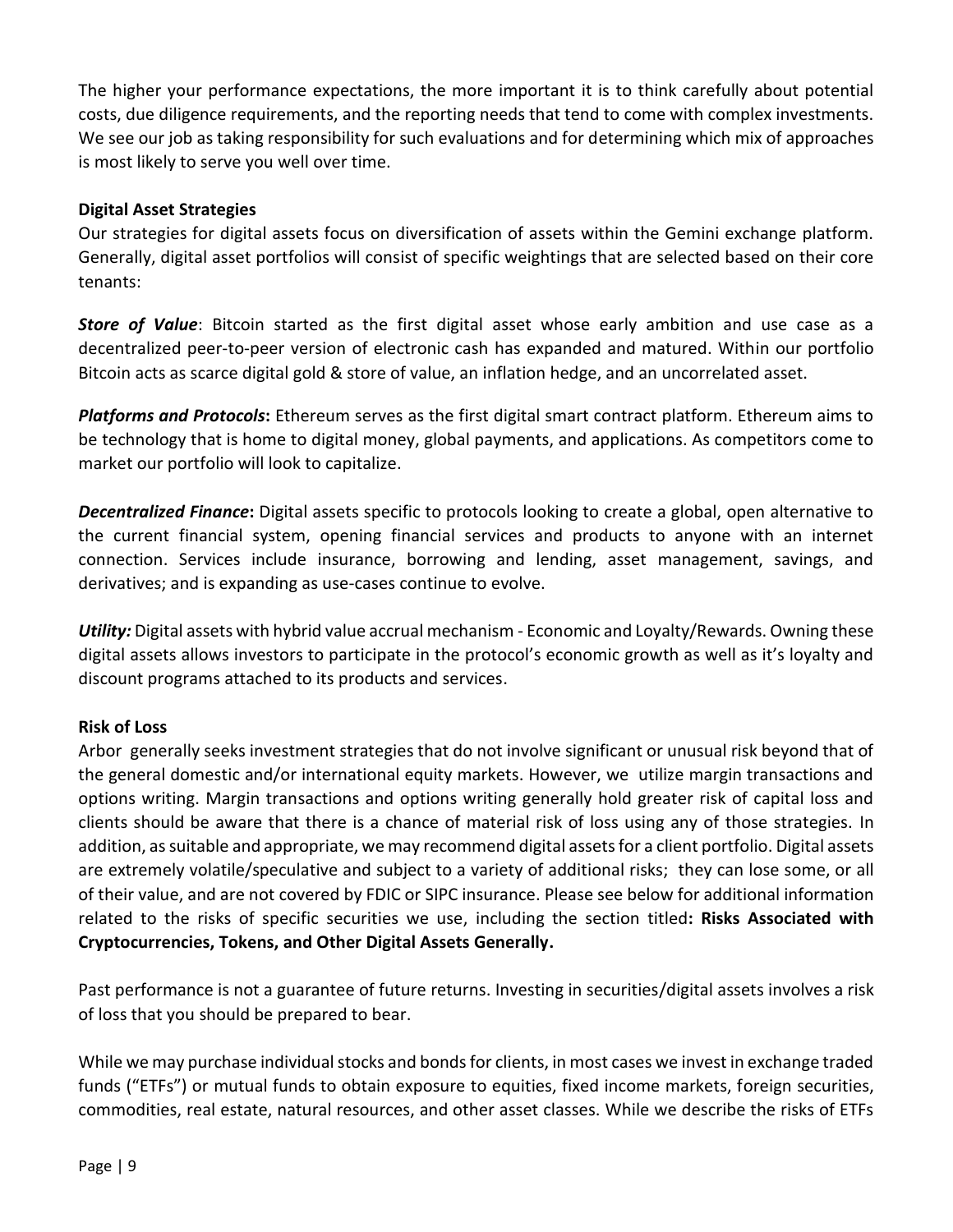The higher your performance expectations, the more important it is to think carefully about potential costs, due diligence requirements, and the reporting needs that tend to come with complex investments. We see our job as taking responsibility for such evaluations and for determining which mix of approaches is most likely to serve you well over time.

**Digital Asset Strategies**

Our strategies for digital assets focus on diversification of assets within the Gemini exchange platform. Generally, digital asset portfolios will consist of specific weightings that are selected based on their core tenants:

***Store of Value***: Bitcoin started as the first digital asset whose early ambition and use case as a decentralized peer-to-peer version of electronic cash has expanded and matured. Within our portfolio Bitcoin acts as scarce digital gold & store of value, an inflation hedge, and an uncorrelated asset.

***Platforms and Protocols*****:** Ethereum serves as the first digital smart contract platform. Ethereum aims to be technology that is home to digital money, global payments, and applications. As competitors come to market our portfolio will look to capitalize.

***Decentralized Finance*****:** Digital assets specific to protocols looking to create a global, open alternative to the current financial system, opening financial services and products to anyone with an internet connection. Services include insurance, borrowing and lending, asset management, savings, and derivatives; and is expanding as use-cases continue to evolve.

***Utility:*** Digital assets with hybrid value accrual mechanism - Economic and Loyalty/Rewards. Owning these digital assets allows investors to participate in the protocol's economic growth as well as it's loyalty and discount programs attached to its products and services.

**Risk of Loss**

Arbor generally seeks investment strategies that do not involve significant or unusual risk beyond that of the general domestic and/or international equity markets. However, we utilize margin transactions and options writing. Margin transactions and options writing generally hold greater risk of capital loss and clients should be aware that there is a chance of material risk of loss using any of those strategies. In addition, as suitable and appropriate, we may recommend digital assets for a client portfolio. Digital assets are extremely volatile/speculative and subject to a variety of additional risks; they can lose some, or all of their value, and are not covered by FDIC or SIPC insurance. Please see below for additional information related to the risks of specific securities we use, including the section titled**: Risks Associated with Cryptocurrencies, Tokens, and Other Digital Assets Generally.**

Past performance is not a guarantee of future returns. Investing in securities/digital assets involves a risk of loss that you should be prepared to bear.

While we may purchase individual stocks and bonds for clients, in most cases we invest in exchange traded funds ("ETFs") or mutual funds to obtain exposure to equities, fixed income markets, foreign securities, commodities, real estate, natural resources, and other asset classes. While we describe the risks of ETFs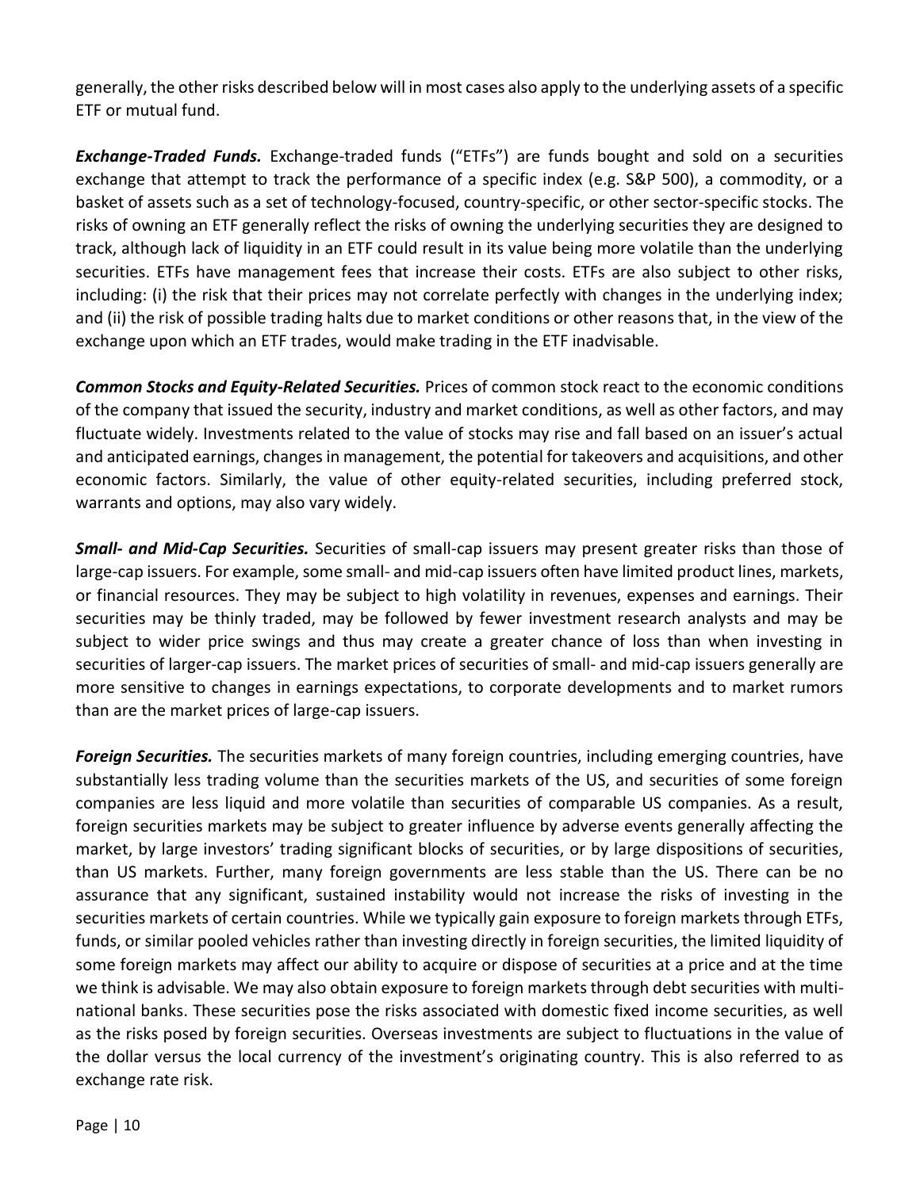generally, the other risks described below will in most cases also apply to the underlying assets of a specific ETF or mutual fund.

***Exchange-Traded Funds.*** Exchange-traded funds ("ETFs") are funds bought and sold on a securities exchange that attempt to track the performance of a specific index (e.g. S&P 500), a commodity, or a basket of assets such as a set of technology-focused, country-specific, or other sector-specific stocks. The risks of owning an ETF generally reflect the risks of owning the underlying securities they are designed to track, although lack of liquidity in an ETF could result in its value being more volatile than the underlying securities. ETFs have management fees that increase their costs. ETFs are also subject to other risks, including: (i) the risk that their prices may not correlate perfectly with changes in the underlying index; and (ii) the risk of possible trading halts due to market conditions or other reasons that, in the view of the exchange upon which an ETF trades, would make trading in the ETF inadvisable.

***Common Stocks and Equity-Related Securities.*** Prices of common stock react to the economic conditions of the company that issued the security, industry and market conditions, as well as other factors, and may fluctuate widely. Investments related to the value of stocks may rise and fall based on an issuer's actual and anticipated earnings, changes in management, the potential for takeovers and acquisitions, and other economic factors. Similarly, the value of other equity-related securities, including preferred stock, warrants and options, may also vary widely.

***Small- and Mid-Cap Securities.*** Securities of small-cap issuers may present greater risks than those of large-cap issuers. For example, some small- and mid-cap issuers often have limited product lines, markets, or financial resources. They may be subject to high volatility in revenues, expenses and earnings. Their securities may be thinly traded, may be followed by fewer investment research analysts and may be subject to wider price swings and thus may create a greater chance of loss than when investing in securities of larger-cap issuers. The market prices of securities of small- and mid-cap issuers generally are more sensitive to changes in earnings expectations, to corporate developments and to market rumors than are the market prices of large-cap issuers.

***Foreign Securities.*** The securities markets of many foreign countries, including emerging countries, have substantially less trading volume than the securities markets of the US, and securities of some foreign companies are less liquid and more volatile than securities of comparable US companies. As a result, foreign securities markets may be subject to greater influence by adverse events generally affecting the market, by large investors' trading significant blocks of securities, or by large dispositions of securities, than US markets. Further, many foreign governments are less stable than the US. There can be no assurance that any significant, sustained instability would not increase the risks of investing in the securities markets of certain countries. While we typically gain exposure to foreign markets through ETFs, funds, or similar pooled vehicles rather than investing directly in foreign securities, the limited liquidity of some foreign markets may affect our ability to acquire or dispose of securities at a price and at the time we think is advisable. We may also obtain exposure to foreign markets through debt securities with multi-national banks. These securities pose the risks associated with domestic fixed income securities, as well as the risks posed by foreign securities. Overseas investments are subject to fluctuations in the value of the dollar versus the local currency of the investment's originating country. This is also referred to as exchange rate risk.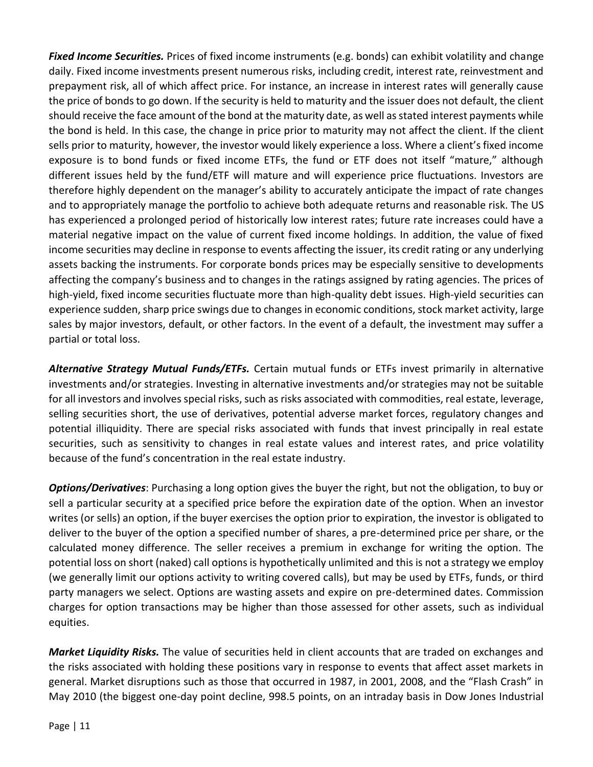***Fixed Income Securities.*** Prices of fixed income instruments (e.g. bonds) can exhibit volatility and change daily. Fixed income investments present numerous risks, including credit, interest rate, reinvestment and prepayment risk, all of which affect price. For instance, an increase in interest rates will generally cause the price of bonds to go down. If the security is held to maturity and the issuer does not default, the client should receive the face amount of the bond at the maturity date, as well as stated interest payments while the bond is held. In this case, the change in price prior to maturity may not affect the client. If the client sells prior to maturity, however, the investor would likely experience a loss. Where a client's fixed income exposure is to bond funds or fixed income ETFs, the fund or ETF does not itself "mature," although different issues held by the fund/ETF will mature and will experience price fluctuations. Investors are therefore highly dependent on the manager's ability to accurately anticipate the impact of rate changes and to appropriately manage the portfolio to achieve both adequate returns and reasonable risk. The US has experienced a prolonged period of historically low interest rates; future rate increases could have a material negative impact on the value of current fixed income holdings. In addition, the value of fixed income securities may decline in response to events affecting the issuer, its credit rating or any underlying assets backing the instruments. For corporate bonds prices may be especially sensitive to developments affecting the company's business and to changes in the ratings assigned by rating agencies. The prices of high-yield, fixed income securities fluctuate more than high-quality debt issues. High-yield securities can experience sudden, sharp price swings due to changes in economic conditions, stock market activity, large sales by major investors, default, or other factors. In the event of a default, the investment may suffer a partial or total loss.

***Alternative Strategy Mutual Funds/ETFs.*** Certain mutual funds or ETFs invest primarily in alternative investments and/or strategies. Investing in alternative investments and/or strategies may not be suitable for all investors and involves special risks, such as risks associated with commodities, real estate, leverage, selling securities short, the use of derivatives, potential adverse market forces, regulatory changes and potential illiquidity. There are special risks associated with funds that invest principally in real estate securities, such as sensitivity to changes in real estate values and interest rates, and price volatility because of the fund's concentration in the real estate industry.

***Options/Derivatives***: Purchasing a long option gives the buyer the right, but not the obligation, to buy or sell a particular security at a specified price before the expiration date of the option. When an investor writes (or sells) an option, if the buyer exercises the option prior to expiration, the investor is obligated to deliver to the buyer of the option a specified number of shares, a pre-determined price per share, or the calculated money difference. The seller receives a premium in exchange for writing the option. The potential loss on short (naked) call options is hypothetically unlimited and this is not a strategy we employ (we generally limit our options activity to writing covered calls), but may be used by ETFs, funds, or third party managers we select. Options are wasting assets and expire on pre-determined dates. Commission charges for option transactions may be higher than those assessed for other assets, such as individual equities.

***Market Liquidity Risks.*** The value of securities held in client accounts that are traded on exchanges and the risks associated with holding these positions vary in response to events that affect asset markets in general. Market disruptions such as those that occurred in 1987, in 2001, 2008, and the "Flash Crash" in May 2010 (the biggest one-day point decline, 998.5 points, on an intraday basis in Dow Jones Industrial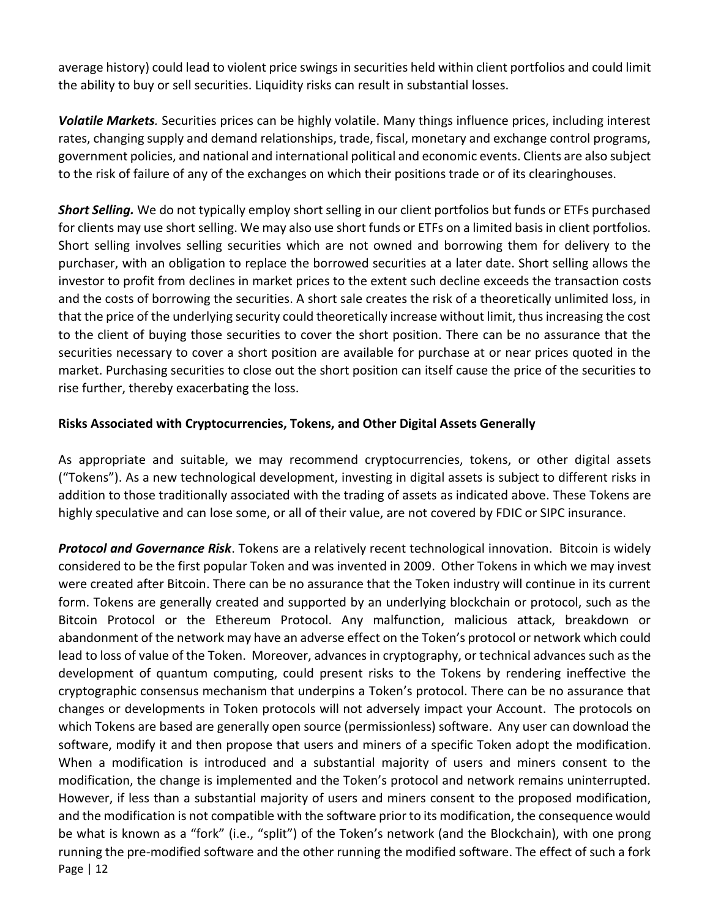average history) could lead to violent price swings in securities held within client portfolios and could limit the ability to buy or sell securities. Liquidity risks can result in substantial losses.

***Volatile Markets.*** Securities prices can be highly volatile. Many things influence prices, including interest rates, changing supply and demand relationships, trade, fiscal, monetary and exchange control programs, government policies, and national and international political and economic events. Clients are also subject to the risk of failure of any of the exchanges on which their positions trade or of its clearinghouses.

***Short Selling.*** We do not typically employ short selling in our client portfolios but funds or ETFs purchased for clients may use short selling. We may also use short funds or ETFs on a limited basis in client portfolios. Short selling involves selling securities which are not owned and borrowing them for delivery to the purchaser, with an obligation to replace the borrowed securities at a later date. Short selling allows the investor to profit from declines in market prices to the extent such decline exceeds the transaction costs and the costs of borrowing the securities. A short sale creates the risk of a theoretically unlimited loss, in that the price of the underlying security could theoretically increase without limit, thus increasing the cost to the client of buying those securities to cover the short position. There can be no assurance that the securities necessary to cover a short position are available for purchase at or near prices quoted in the market. Purchasing securities to close out the short position can itself cause the price of the securities to rise further, thereby exacerbating the loss.

**Risks Associated with Cryptocurrencies, Tokens, and Other Digital Assets Generally**

As appropriate and suitable, we may recommend cryptocurrencies, tokens, or other digital assets ("Tokens"). As a new technological development, investing in digital assets is subject to different risks in addition to those traditionally associated with the trading of assets as indicated above. These Tokens are highly speculative and can lose some, or all of their value, are not covered by FDIC or SIPC insurance.

***Protocol and Governance Risk***. Tokens are a relatively recent technological innovation. Bitcoin is widely considered to be the first popular Token and was invented in 2009. Other Tokens in which we may invest were created after Bitcoin. There can be no assurance that the Token industry will continue in its current form. Tokens are generally created and supported by an underlying blockchain or protocol, such as the Bitcoin Protocol or the Ethereum Protocol. Any malfunction, malicious attack, breakdown or abandonment of the network may have an adverse effect on the Token's protocol or network which could lead to loss of value of the Token. Moreover, advances in cryptography, or technical advances such as the development of quantum computing, could present risks to the Tokens by rendering ineffective the cryptographic consensus mechanism that underpins a Token's protocol. There can be no assurance that changes or developments in Token protocols will not adversely impact your Account. The protocols on which Tokens are based are generally open source (permissionless) software. Any user can download the software, modify it and then propose that users and miners of a specific Token adopt the modification. When a modification is introduced and a substantial majority of users and miners consent to the modification, the change is implemented and the Token's protocol and network remains uninterrupted. However, if less than a substantial majority of users and miners consent to the proposed modification, and the modification is not compatible with the software prior to its modification, the consequence would be what is known as a "fork" (i.e., "split") of the Token's network (and the Blockchain), with one prong running the pre-modified software and the other running the modified software. The effect of such a fork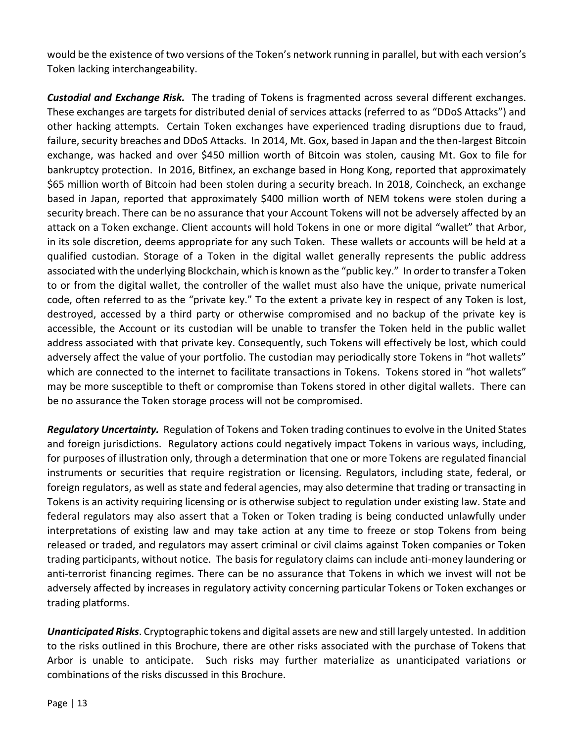would be the existence of two versions of the Token's network running in parallel, but with each version's Token lacking interchangeability.

***Custodial and Exchange Risk.*** The trading of Tokens is fragmented across several different exchanges. These exchanges are targets for distributed denial of services attacks (referred to as "DDoS Attacks") and other hacking attempts. Certain Token exchanges have experienced trading disruptions due to fraud, failure, security breaches and DDoS Attacks. In 2014, Mt. Gox, based in Japan and the then-largest Bitcoin exchange, was hacked and over $450 million worth of Bitcoin was stolen, causing Mt. Gox to file for bankruptcy protection. In 2016, Bitfinex, an exchange based in Hong Kong, reported that approximately $65 million worth of Bitcoin had been stolen during a security breach. In 2018, Coincheck, an exchange based in Japan, reported that approximately $400 million worth of NEM tokens were stolen during a security breach. There can be no assurance that your Account Tokens will not be adversely affected by an attack on a Token exchange. Client accounts will hold Tokens in one or more digital "wallet" that Arbor, in its sole discretion, deems appropriate for any such Token. These wallets or accounts will be held at a qualified custodian. Storage of a Token in the digital wallet generally represents the public address associated with the underlying Blockchain, which is known as the "public key." In order to transfer a Token to or from the digital wallet, the controller of the wallet must also have the unique, private numerical code, often referred to as the "private key." To the extent a private key in respect of any Token is lost, destroyed, accessed by a third party or otherwise compromised and no backup of the private key is accessible, the Account or its custodian will be unable to transfer the Token held in the public wallet address associated with that private key. Consequently, such Tokens will effectively be lost, which could adversely affect the value of your portfolio. The custodian may periodically store Tokens in "hot wallets" which are connected to the internet to facilitate transactions in Tokens. Tokens stored in "hot wallets" may be more susceptible to theft or compromise than Tokens stored in other digital wallets. There can be no assurance the Token storage process will not be compromised.

***Regulatory Uncertainty.*** Regulation of Tokens and Token trading continues to evolve in the United States and foreign jurisdictions. Regulatory actions could negatively impact Tokens in various ways, including, for purposes of illustration only, through a determination that one or more Tokens are regulated financial instruments or securities that require registration or licensing. Regulators, including state, federal, or foreign regulators, as well as state and federal agencies, may also determine that trading or transacting in Tokens is an activity requiring licensing or is otherwise subject to regulation under existing law. State and federal regulators may also assert that a Token or Token trading is being conducted unlawfully under interpretations of existing law and may take action at any time to freeze or stop Tokens from being released or traded, and regulators may assert criminal or civil claims against Token companies or Token trading participants, without notice. The basis for regulatory claims can include anti-money laundering or anti-terrorist financing regimes. There can be no assurance that Tokens in which we invest will not be adversely affected by increases in regulatory activity concerning particular Tokens or Token exchanges or trading platforms.

***Unanticipated Risks***. Cryptographic tokens and digital assets are new and still largely untested. In addition to the risks outlined in this Brochure, there are other risks associated with the purchase of Tokens that Arbor is unable to anticipate. Such risks may further materialize as unanticipated variations or combinations of the risks discussed in this Brochure.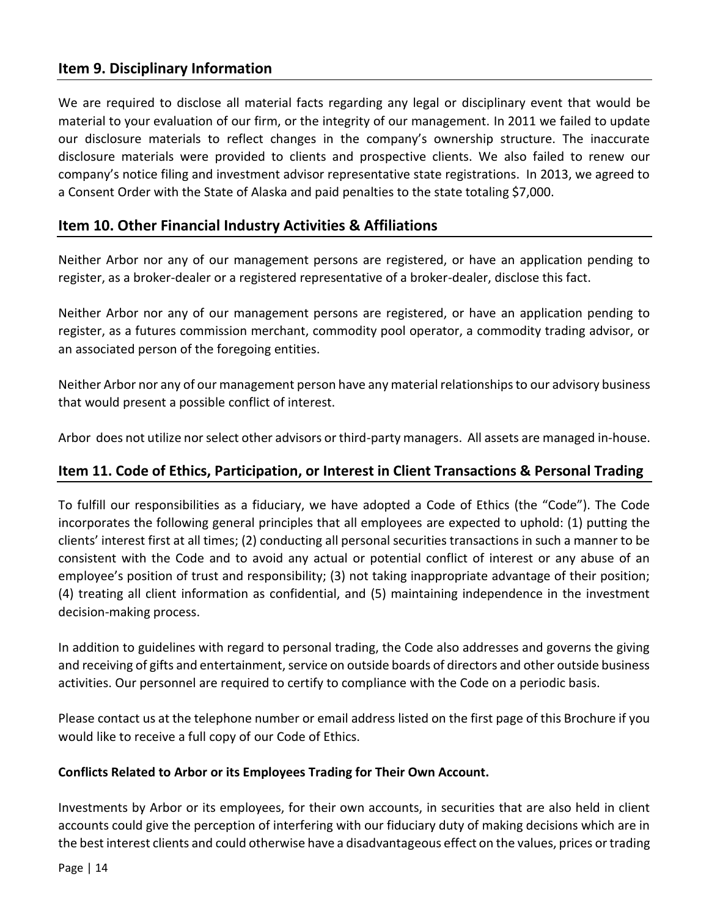## Item 9. Disciplinary Information

We are required to disclose all material facts regarding any legal or disciplinary event that would be material to your evaluation of our firm, or the integrity of our management. In 2011 we failed to update our disclosure materials to reflect changes in the company's ownership structure. The inaccurate disclosure materials were provided to clients and prospective clients. We also failed to renew our company's notice filing and investment advisor representative state registrations. In 2013, we agreed to a Consent Order with the State of Alaska and paid penalties to the state totaling $7,000.

## Item 10. Other Financial Industry Activities & Affiliations

Neither Arbor nor any of our management persons are registered, or have an application pending to register, as a broker-dealer or a registered representative of a broker-dealer, disclose this fact.

Neither Arbor nor any of our management persons are registered, or have an application pending to register, as a futures commission merchant, commodity pool operator, a commodity trading advisor, or an associated person of the foregoing entities.

Neither Arbor nor any of our management person have any material relationships to our advisory business that would present a possible conflict of interest.

Arbor does not utilize nor select other advisors or third-party managers. All assets are managed in-house.

## Item 11. Code of Ethics, Participation, or Interest in Client Transactions & Personal Trading

To fulfill our responsibilities as a fiduciary, we have adopted a Code of Ethics (the "Code"). The Code incorporates the following general principles that all employees are expected to uphold: (1) putting the clients' interest first at all times; (2) conducting all personal securities transactions in such a manner to be consistent with the Code and to avoid any actual or potential conflict of interest or any abuse of an employee's position of trust and responsibility; (3) not taking inappropriate advantage of their position; (4) treating all client information as confidential, and (5) maintaining independence in the investment decision-making process.

In addition to guidelines with regard to personal trading, the Code also addresses and governs the giving and receiving of gifts and entertainment, service on outside boards of directors and other outside business activities. Our personnel are required to certify to compliance with the Code on a periodic basis.

Please contact us at the telephone number or email address listed on the first page of this Brochure if you would like to receive a full copy of our Code of Ethics.

**Conflicts Related to Arbor or its Employees Trading for Their Own Account.**

Investments by Arbor or its employees, for their own accounts, in securities that are also held in client accounts could give the perception of interfering with our fiduciary duty of making decisions which are in the best interest clients and could otherwise have a disadvantageous effect on the values, prices or trading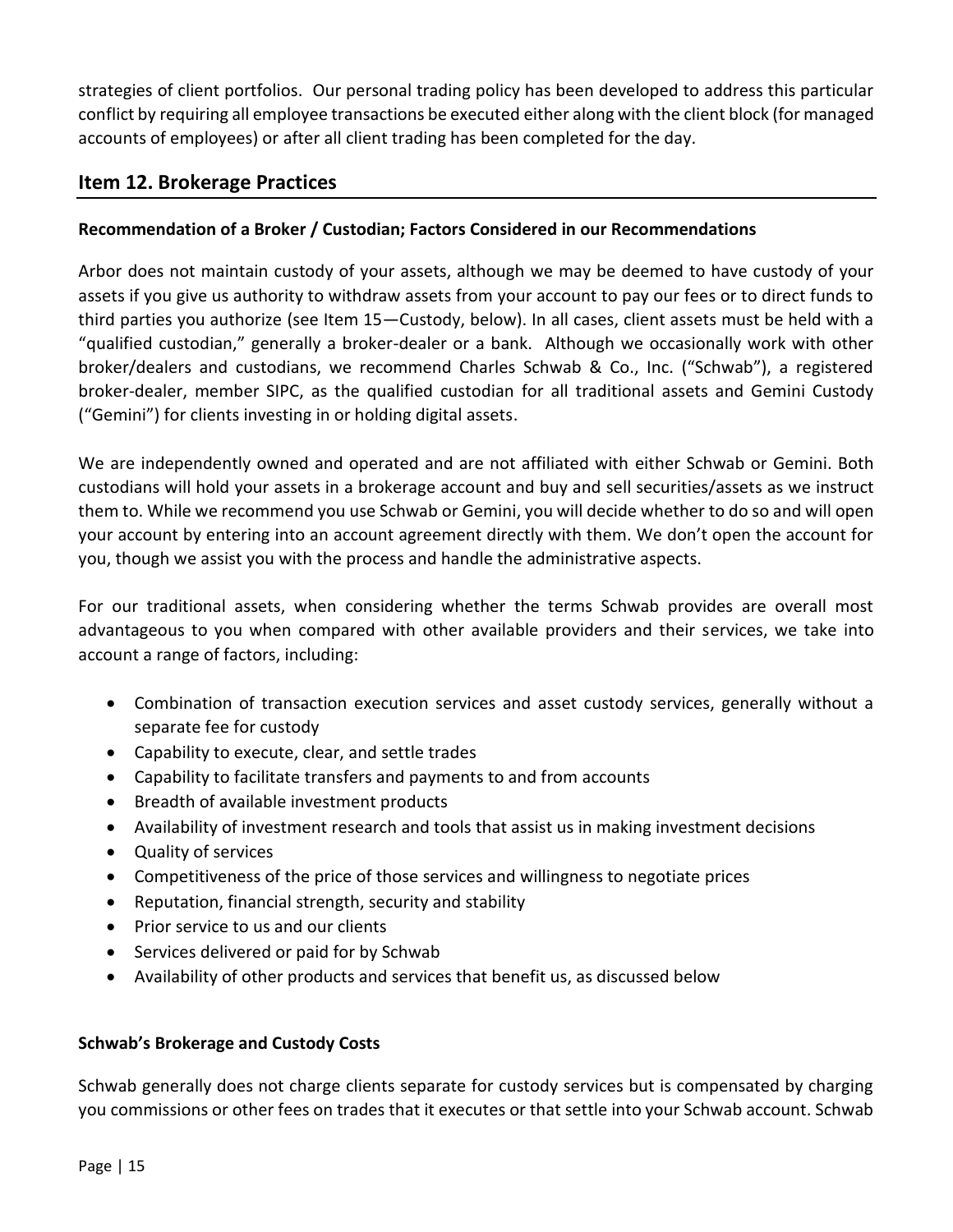strategies of client portfolios. Our personal trading policy has been developed to address this particular conflict by requiring all employee transactions be executed either along with the client block (for managed accounts of employees) or after all client trading has been completed for the day.

## Item 12. Brokerage Practices

**Recommendation of a Broker / Custodian; Factors Considered in our Recommendations**

Arbor does not maintain custody of your assets, although we may be deemed to have custody of your assets if you give us authority to withdraw assets from your account to pay our fees or to direct funds to third parties you authorize (see Item 15—Custody, below). In all cases, client assets must be held with a "qualified custodian," generally a broker-dealer or a bank. Although we occasionally work with other broker/dealers and custodians, we recommend Charles Schwab & Co., Inc. ("Schwab"), a registered broker-dealer, member SIPC, as the qualified custodian for all traditional assets and Gemini Custody ("Gemini") for clients investing in or holding digital assets.

We are independently owned and operated and are not affiliated with either Schwab or Gemini. Both custodians will hold your assets in a brokerage account and buy and sell securities/assets as we instruct them to. While we recommend you use Schwab or Gemini, you will decide whether to do so and will open your account by entering into an account agreement directly with them. We don't open the account for you, though we assist you with the process and handle the administrative aspects.

For our traditional assets, when considering whether the terms Schwab provides are overall most advantageous to you when compared with other available providers and their services, we take into account a range of factors, including:

- Combination of transaction execution services and asset custody services, generally without a separate fee for custody
- Capability to execute, clear, and settle trades
- Capability to facilitate transfers and payments to and from accounts
- Breadth of available investment products
- Availability of investment research and tools that assist us in making investment decisions
- Quality of services
- Competitiveness of the price of those services and willingness to negotiate prices
- Reputation, financial strength, security and stability
- Prior service to us and our clients
- Services delivered or paid for by Schwab
- Availability of other products and services that benefit us, as discussed below

**Schwab's Brokerage and Custody Costs**

Schwab generally does not charge clients separate for custody services but is compensated by charging you commissions or other fees on trades that it executes or that settle into your Schwab account. Schwab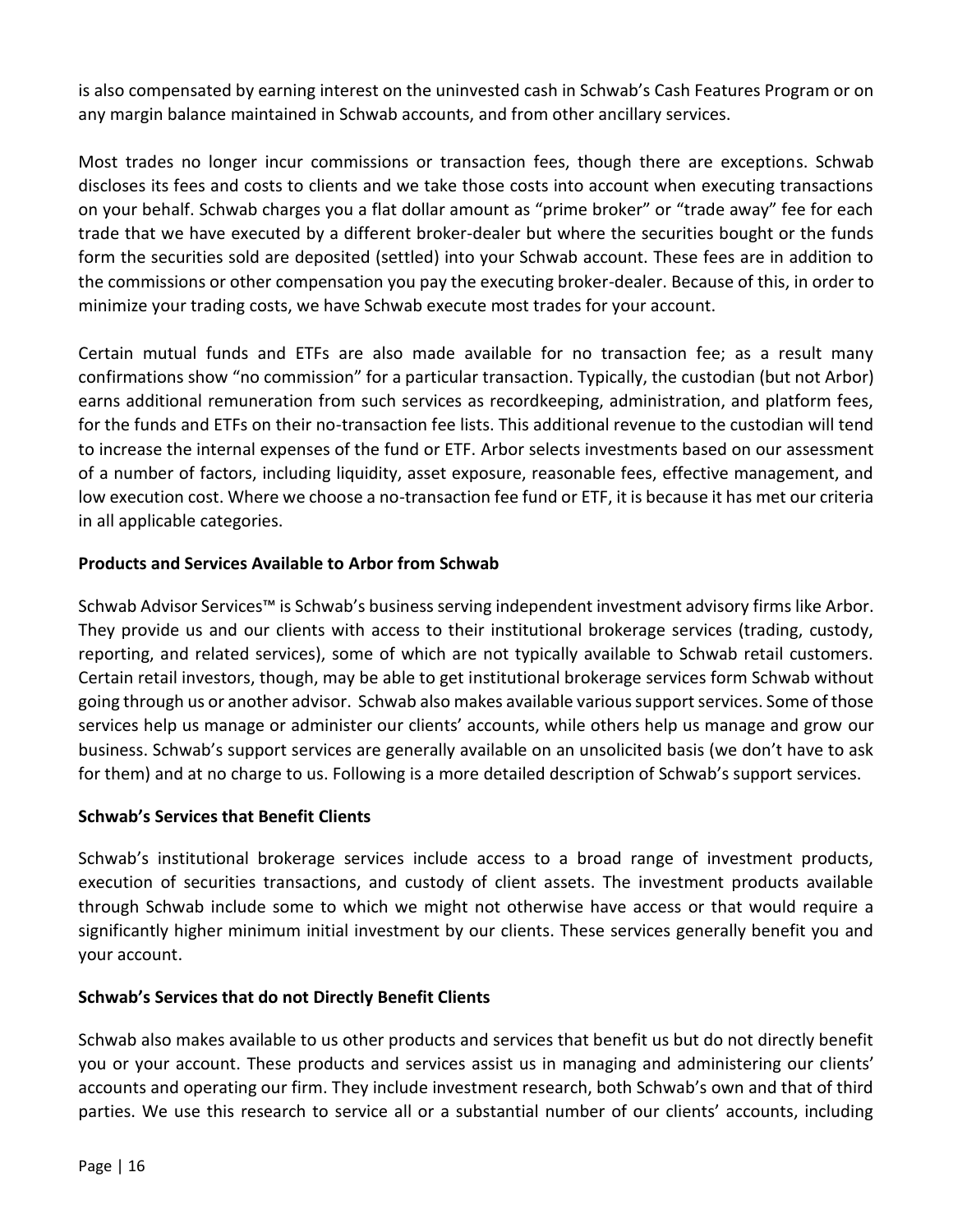is also compensated by earning interest on the uninvested cash in Schwab's Cash Features Program or on any margin balance maintained in Schwab accounts, and from other ancillary services.

Most trades no longer incur commissions or transaction fees, though there are exceptions. Schwab discloses its fees and costs to clients and we take those costs into account when executing transactions on your behalf. Schwab charges you a flat dollar amount as "prime broker" or "trade away" fee for each trade that we have executed by a different broker-dealer but where the securities bought or the funds form the securities sold are deposited (settled) into your Schwab account. These fees are in addition to the commissions or other compensation you pay the executing broker-dealer. Because of this, in order to minimize your trading costs, we have Schwab execute most trades for your account.

Certain mutual funds and ETFs are also made available for no transaction fee; as a result many confirmations show "no commission" for a particular transaction. Typically, the custodian (but not Arbor) earns additional remuneration from such services as recordkeeping, administration, and platform fees, for the funds and ETFs on their no-transaction fee lists. This additional revenue to the custodian will tend to increase the internal expenses of the fund or ETF. Arbor selects investments based on our assessment of a number of factors, including liquidity, asset exposure, reasonable fees, effective management, and low execution cost. Where we choose a no-transaction fee fund or ETF, it is because it has met our criteria in all applicable categories.

**Products and Services Available to Arbor from Schwab**

Schwab Advisor Services™ is Schwab's business serving independent investment advisory firms like Arbor. They provide us and our clients with access to their institutional brokerage services (trading, custody, reporting, and related services), some of which are not typically available to Schwab retail customers. Certain retail investors, though, may be able to get institutional brokerage services form Schwab without going through us or another advisor. Schwab also makes available various support services. Some of those services help us manage or administer our clients' accounts, while others help us manage and grow our business. Schwab's support services are generally available on an unsolicited basis (we don't have to ask for them) and at no charge to us. Following is a more detailed description of Schwab's support services.

**Schwab's Services that Benefit Clients**

Schwab's institutional brokerage services include access to a broad range of investment products, execution of securities transactions, and custody of client assets. The investment products available through Schwab include some to which we might not otherwise have access or that would require a significantly higher minimum initial investment by our clients. These services generally benefit you and your account.

**Schwab's Services that do not Directly Benefit Clients**

Schwab also makes available to us other products and services that benefit us but do not directly benefit you or your account. These products and services assist us in managing and administering our clients' accounts and operating our firm. They include investment research, both Schwab's own and that of third parties. We use this research to service all or a substantial number of our clients' accounts, including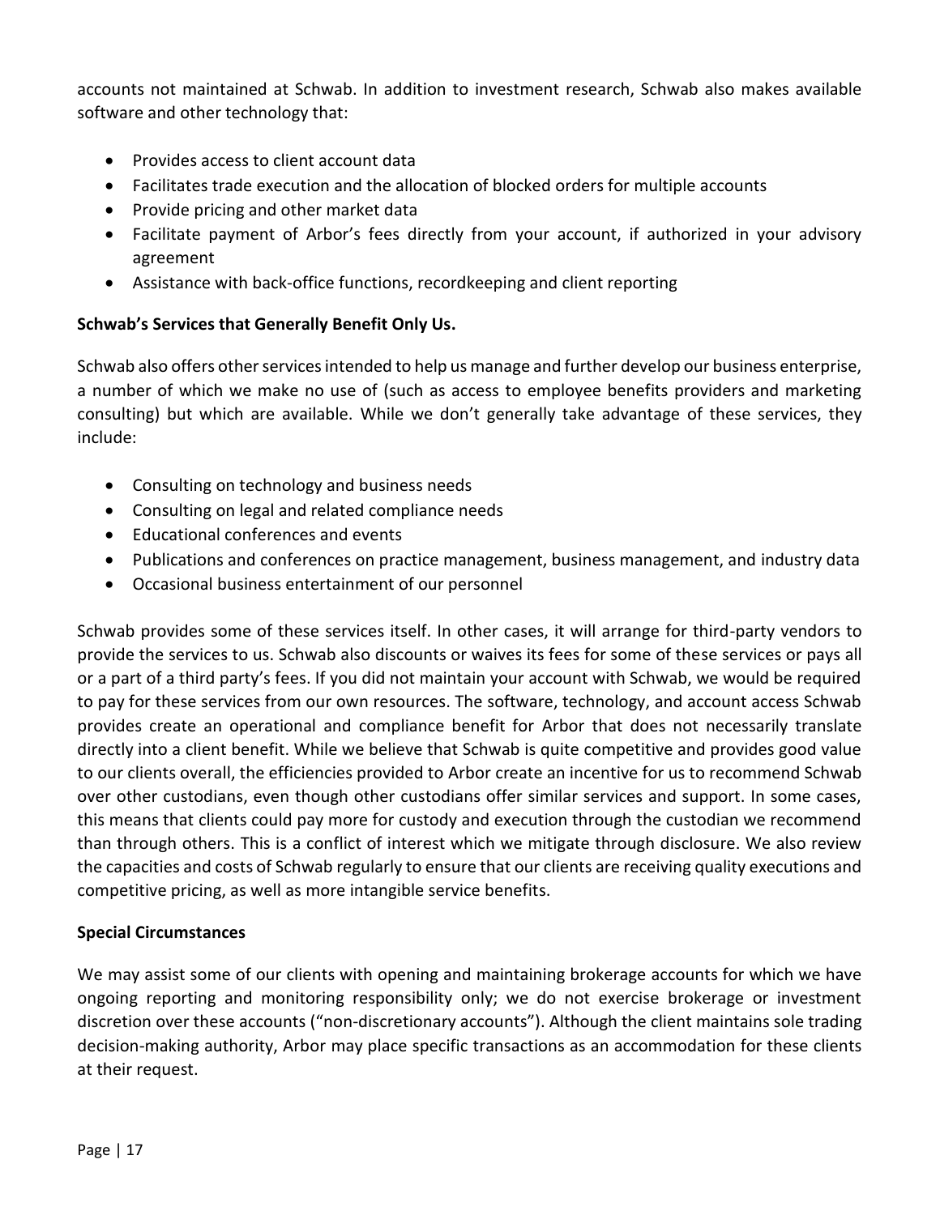accounts not maintained at Schwab. In addition to investment research, Schwab also makes available software and other technology that:

- Provides access to client account data
- Facilitates trade execution and the allocation of blocked orders for multiple accounts
- Provide pricing and other market data
- Facilitate payment of Arbor's fees directly from your account, if authorized in your advisory agreement
- Assistance with back-office functions, recordkeeping and client reporting

**Schwab's Services that Generally Benefit Only Us.**

Schwab also offers other services intended to help us manage and further develop our business enterprise, a number of which we make no use of (such as access to employee benefits providers and marketing consulting) but which are available. While we don't generally take advantage of these services, they include:

- Consulting on technology and business needs
- Consulting on legal and related compliance needs
- Educational conferences and events
- Publications and conferences on practice management, business management, and industry data
- Occasional business entertainment of our personnel

Schwab provides some of these services itself. In other cases, it will arrange for third-party vendors to provide the services to us. Schwab also discounts or waives its fees for some of these services or pays all or a part of a third party's fees. If you did not maintain your account with Schwab, we would be required to pay for these services from our own resources. The software, technology, and account access Schwab provides create an operational and compliance benefit for Arbor that does not necessarily translate directly into a client benefit. While we believe that Schwab is quite competitive and provides good value to our clients overall, the efficiencies provided to Arbor create an incentive for us to recommend Schwab over other custodians, even though other custodians offer similar services and support. In some cases, this means that clients could pay more for custody and execution through the custodian we recommend than through others. This is a conflict of interest which we mitigate through disclosure. We also review the capacities and costs of Schwab regularly to ensure that our clients are receiving quality executions and competitive pricing, as well as more intangible service benefits.

**Special Circumstances**

We may assist some of our clients with opening and maintaining brokerage accounts for which we have ongoing reporting and monitoring responsibility only; we do not exercise brokerage or investment discretion over these accounts ("non-discretionary accounts"). Although the client maintains sole trading decision-making authority, Arbor may place specific transactions as an accommodation for these clients at their request.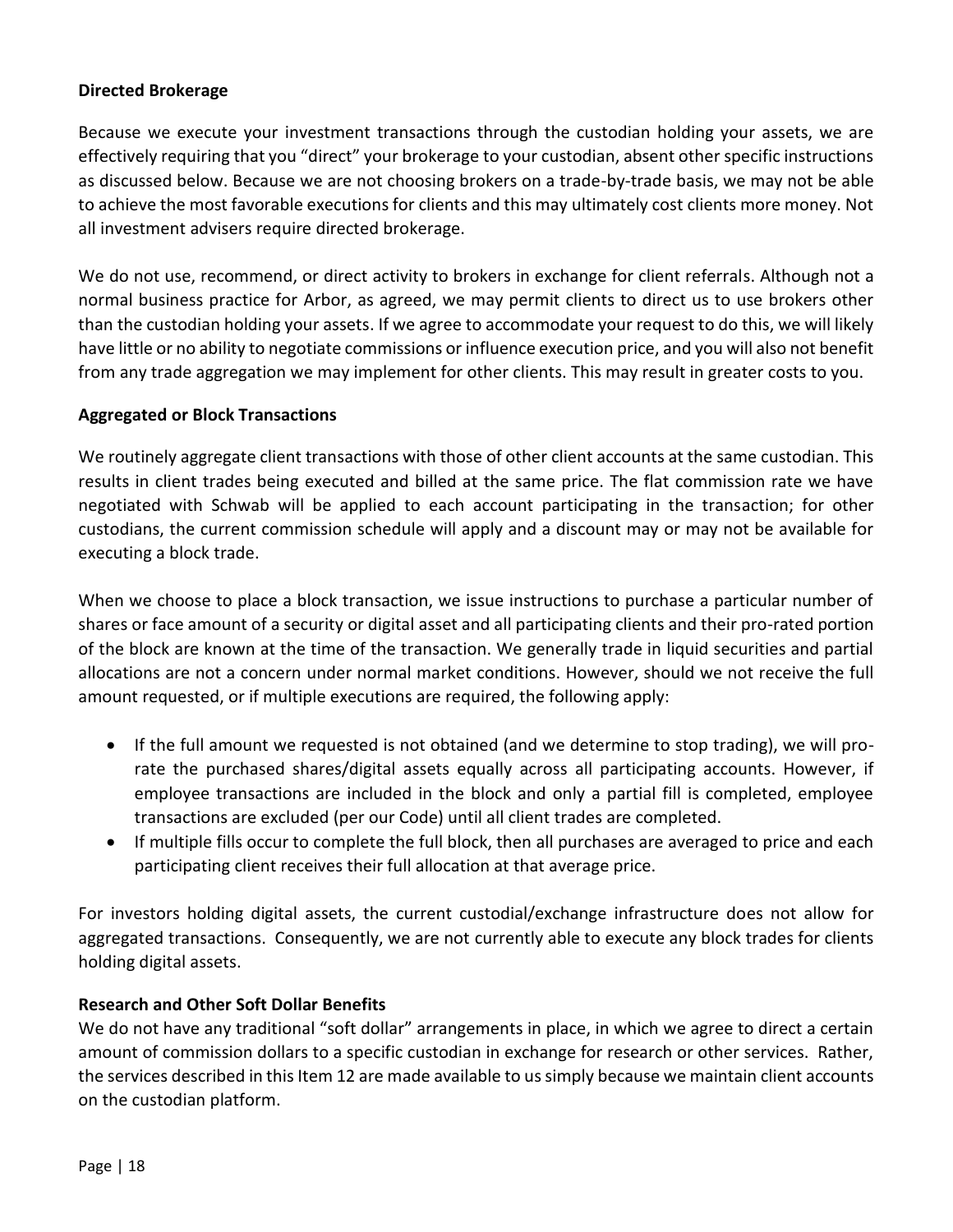**Directed Brokerage**

Because we execute your investment transactions through the custodian holding your assets, we are effectively requiring that you "direct" your brokerage to your custodian, absent other specific instructions as discussed below. Because we are not choosing brokers on a trade-by-trade basis, we may not be able to achieve the most favorable executions for clients and this may ultimately cost clients more money. Not all investment advisers require directed brokerage.

We do not use, recommend, or direct activity to brokers in exchange for client referrals. Although not a normal business practice for Arbor, as agreed, we may permit clients to direct us to use brokers other than the custodian holding your assets. If we agree to accommodate your request to do this, we will likely have little or no ability to negotiate commissions or influence execution price, and you will also not benefit from any trade aggregation we may implement for other clients. This may result in greater costs to you.

**Aggregated or Block Transactions**

We routinely aggregate client transactions with those of other client accounts at the same custodian. This results in client trades being executed and billed at the same price. The flat commission rate we have negotiated with Schwab will be applied to each account participating in the transaction; for other custodians, the current commission schedule will apply and a discount may or may not be available for executing a block trade.

When we choose to place a block transaction, we issue instructions to purchase a particular number of shares or face amount of a security or digital asset and all participating clients and their pro-rated portion of the block are known at the time of the transaction. We generally trade in liquid securities and partial allocations are not a concern under normal market conditions. However, should we not receive the full amount requested, or if multiple executions are required, the following apply:

- If the full amount we requested is not obtained (and we determine to stop trading), we will pro-rate the purchased shares/digital assets equally across all participating accounts. However, if employee transactions are included in the block and only a partial fill is completed, employee transactions are excluded (per our Code) until all client trades are completed.
- If multiple fills occur to complete the full block, then all purchases are averaged to price and each participating client receives their full allocation at that average price.

For investors holding digital assets, the current custodial/exchange infrastructure does not allow for aggregated transactions. Consequently, we are not currently able to execute any block trades for clients holding digital assets.

**Research and Other Soft Dollar Benefits**

We do not have any traditional "soft dollar" arrangements in place, in which we agree to direct a certain amount of commission dollars to a specific custodian in exchange for research or other services. Rather, the services described in this Item 12 are made available to us simply because we maintain client accounts on the custodian platform.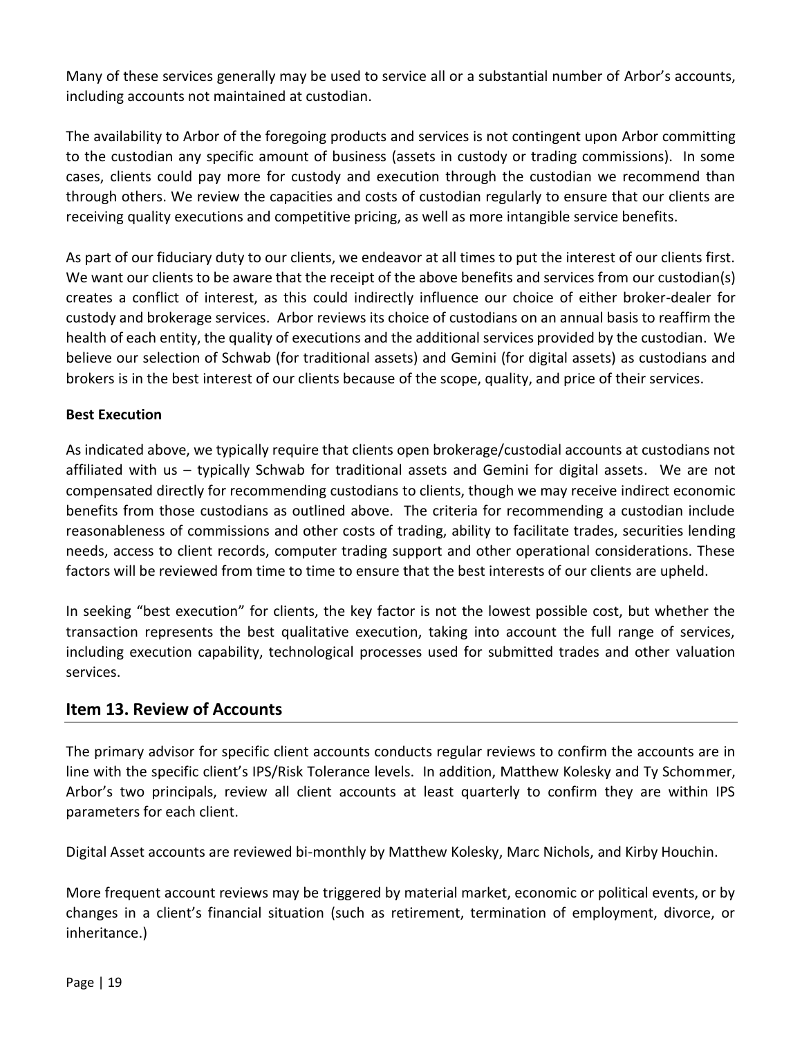Many of these services generally may be used to service all or a substantial number of Arbor's accounts, including accounts not maintained at custodian.

The availability to Arbor of the foregoing products and services is not contingent upon Arbor committing to the custodian any specific amount of business (assets in custody or trading commissions). In some cases, clients could pay more for custody and execution through the custodian we recommend than through others. We review the capacities and costs of custodian regularly to ensure that our clients are receiving quality executions and competitive pricing, as well as more intangible service benefits.

As part of our fiduciary duty to our clients, we endeavor at all times to put the interest of our clients first. We want our clients to be aware that the receipt of the above benefits and services from our custodian(s) creates a conflict of interest, as this could indirectly influence our choice of either broker-dealer for custody and brokerage services. Arbor reviews its choice of custodians on an annual basis to reaffirm the health of each entity, the quality of executions and the additional services provided by the custodian. We believe our selection of Schwab (for traditional assets) and Gemini (for digital assets) as custodians and brokers is in the best interest of our clients because of the scope, quality, and price of their services.

**Best Execution**

As indicated above, we typically require that clients open brokerage/custodial accounts at custodians not affiliated with us – typically Schwab for traditional assets and Gemini for digital assets. We are not compensated directly for recommending custodians to clients, though we may receive indirect economic benefits from those custodians as outlined above. The criteria for recommending a custodian include reasonableness of commissions and other costs of trading, ability to facilitate trades, securities lending needs, access to client records, computer trading support and other operational considerations. These factors will be reviewed from time to time to ensure that the best interests of our clients are upheld.

In seeking "best execution" for clients, the key factor is not the lowest possible cost, but whether the transaction represents the best qualitative execution, taking into account the full range of services, including execution capability, technological processes used for submitted trades and other valuation services.

## Item 13. Review of Accounts

The primary advisor for specific client accounts conducts regular reviews to confirm the accounts are in line with the specific client's IPS/Risk Tolerance levels. In addition, Matthew Kolesky and Ty Schommer, Arbor's two principals, review all client accounts at least quarterly to confirm they are within IPS parameters for each client.

Digital Asset accounts are reviewed bi-monthly by Matthew Kolesky, Marc Nichols, and Kirby Houchin.

More frequent account reviews may be triggered by material market, economic or political events, or by changes in a client's financial situation (such as retirement, termination of employment, divorce, or inheritance.)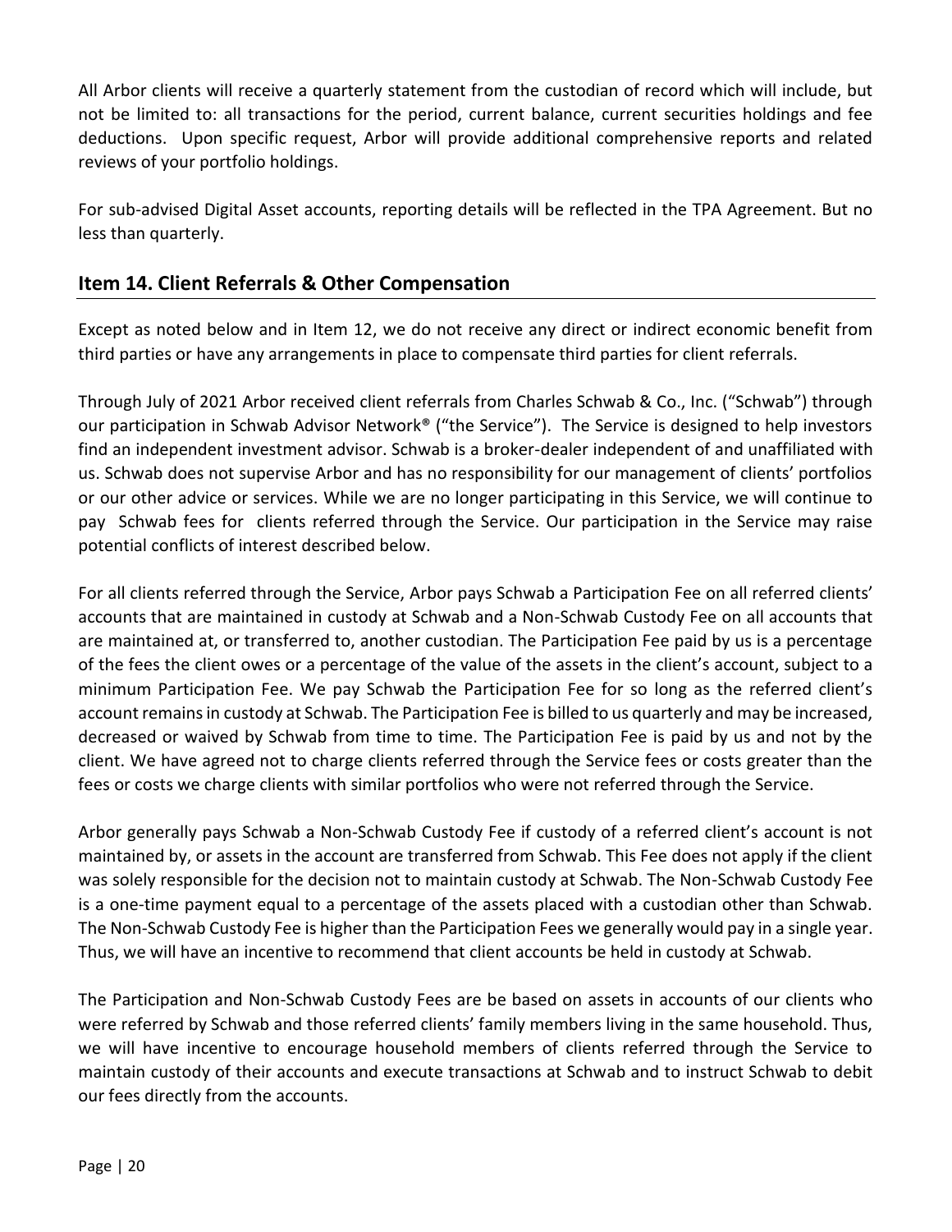All Arbor clients will receive a quarterly statement from the custodian of record which will include, but not be limited to: all transactions for the period, current balance, current securities holdings and fee deductions. Upon specific request, Arbor will provide additional comprehensive reports and related reviews of your portfolio holdings.

For sub-advised Digital Asset accounts, reporting details will be reflected in the TPA Agreement. But no less than quarterly.

## Item 14. Client Referrals & Other Compensation

Except as noted below and in Item 12, we do not receive any direct or indirect economic benefit from third parties or have any arrangements in place to compensate third parties for client referrals.

Through July of 2021 Arbor received client referrals from Charles Schwab & Co., Inc. ("Schwab") through our participation in Schwab Advisor Network® ("the Service"). The Service is designed to help investors find an independent investment advisor. Schwab is a broker-dealer independent of and unaffiliated with us. Schwab does not supervise Arbor and has no responsibility for our management of clients' portfolios or our other advice or services. While we are no longer participating in this Service, we will continue to pay Schwab fees for clients referred through the Service. Our participation in the Service may raise potential conflicts of interest described below.

For all clients referred through the Service, Arbor pays Schwab a Participation Fee on all referred clients' accounts that are maintained in custody at Schwab and a Non-Schwab Custody Fee on all accounts that are maintained at, or transferred to, another custodian. The Participation Fee paid by us is a percentage of the fees the client owes or a percentage of the value of the assets in the client's account, subject to a minimum Participation Fee. We pay Schwab the Participation Fee for so long as the referred client's account remains in custody at Schwab. The Participation Fee is billed to us quarterly and may be increased, decreased or waived by Schwab from time to time. The Participation Fee is paid by us and not by the client. We have agreed not to charge clients referred through the Service fees or costs greater than the fees or costs we charge clients with similar portfolios who were not referred through the Service.

Arbor generally pays Schwab a Non-Schwab Custody Fee if custody of a referred client's account is not maintained by, or assets in the account are transferred from Schwab. This Fee does not apply if the client was solely responsible for the decision not to maintain custody at Schwab. The Non-Schwab Custody Fee is a one-time payment equal to a percentage of the assets placed with a custodian other than Schwab. The Non-Schwab Custody Fee is higher than the Participation Fees we generally would pay in a single year. Thus, we will have an incentive to recommend that client accounts be held in custody at Schwab.

The Participation and Non-Schwab Custody Fees are be based on assets in accounts of our clients who were referred by Schwab and those referred clients' family members living in the same household. Thus, we will have incentive to encourage household members of clients referred through the Service to maintain custody of their accounts and execute transactions at Schwab and to instruct Schwab to debit our fees directly from the accounts.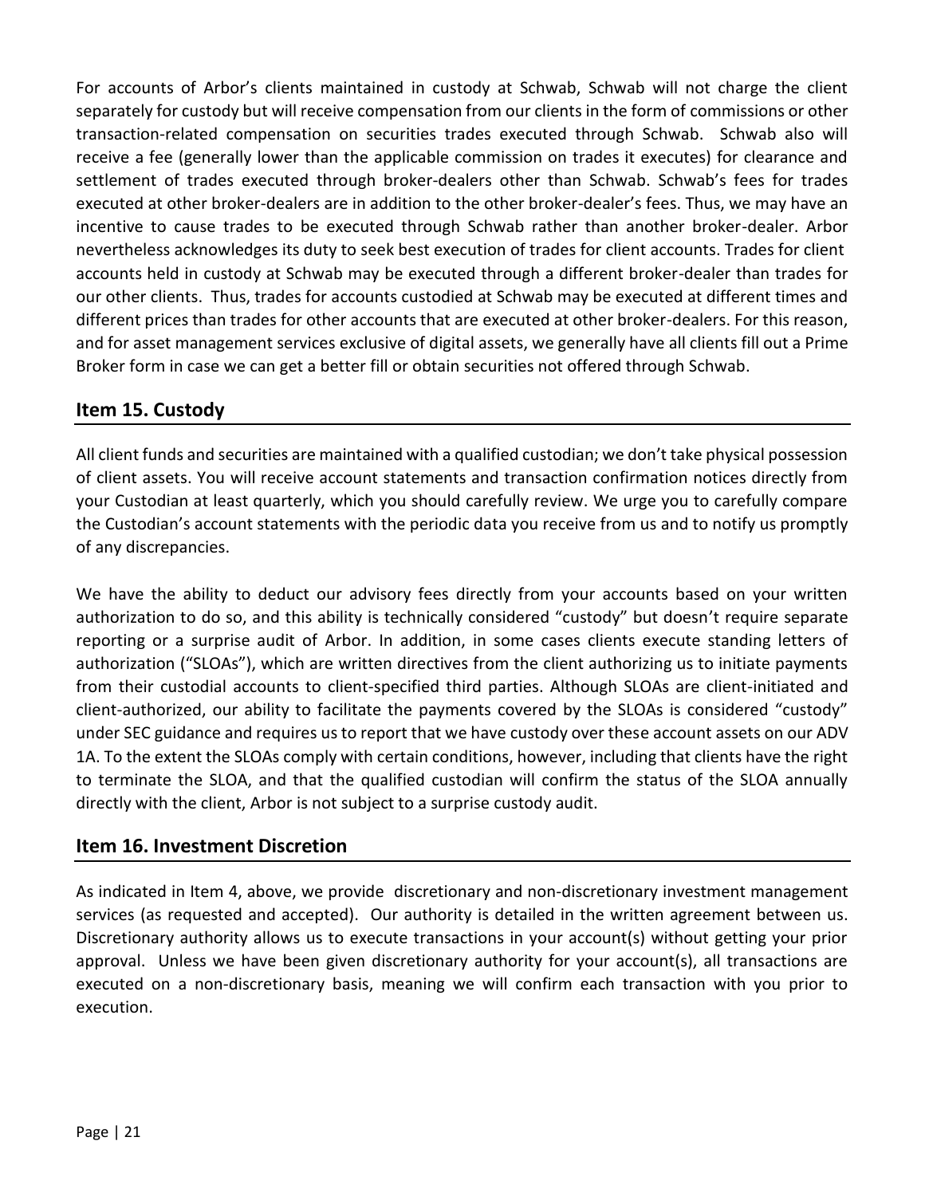For accounts of Arbor's clients maintained in custody at Schwab, Schwab will not charge the client separately for custody but will receive compensation from our clients in the form of commissions or other transaction-related compensation on securities trades executed through Schwab. Schwab also will receive a fee (generally lower than the applicable commission on trades it executes) for clearance and settlement of trades executed through broker-dealers other than Schwab. Schwab's fees for trades executed at other broker-dealers are in addition to the other broker-dealer's fees. Thus, we may have an incentive to cause trades to be executed through Schwab rather than another broker-dealer. Arbor nevertheless acknowledges its duty to seek best execution of trades for client accounts. Trades for client accounts held in custody at Schwab may be executed through a different broker-dealer than trades for our other clients. Thus, trades for accounts custodied at Schwab may be executed at different times and different prices than trades for other accounts that are executed at other broker-dealers. For this reason, and for asset management services exclusive of digital assets, we generally have all clients fill out a Prime Broker form in case we can get a better fill or obtain securities not offered through Schwab.

## Item 15. Custody

All client funds and securities are maintained with a qualified custodian; we don't take physical possession of client assets. You will receive account statements and transaction confirmation notices directly from your Custodian at least quarterly, which you should carefully review. We urge you to carefully compare the Custodian's account statements with the periodic data you receive from us and to notify us promptly of any discrepancies.

We have the ability to deduct our advisory fees directly from your accounts based on your written authorization to do so, and this ability is technically considered "custody" but doesn't require separate reporting or a surprise audit of Arbor. In addition, in some cases clients execute standing letters of authorization ("SLOAs"), which are written directives from the client authorizing us to initiate payments from their custodial accounts to client-specified third parties. Although SLOAs are client-initiated and client-authorized, our ability to facilitate the payments covered by the SLOAs is considered "custody" under SEC guidance and requires us to report that we have custody over these account assets on our ADV 1A. To the extent the SLOAs comply with certain conditions, however, including that clients have the right to terminate the SLOA, and that the qualified custodian will confirm the status of the SLOA annually directly with the client, Arbor is not subject to a surprise custody audit.

## Item 16. Investment Discretion

As indicated in Item 4, above, we provide discretionary and non-discretionary investment management services (as requested and accepted). Our authority is detailed in the written agreement between us. Discretionary authority allows us to execute transactions in your account(s) without getting your prior approval. Unless we have been given discretionary authority for your account(s), all transactions are executed on a non-discretionary basis, meaning we will confirm each transaction with you prior to execution.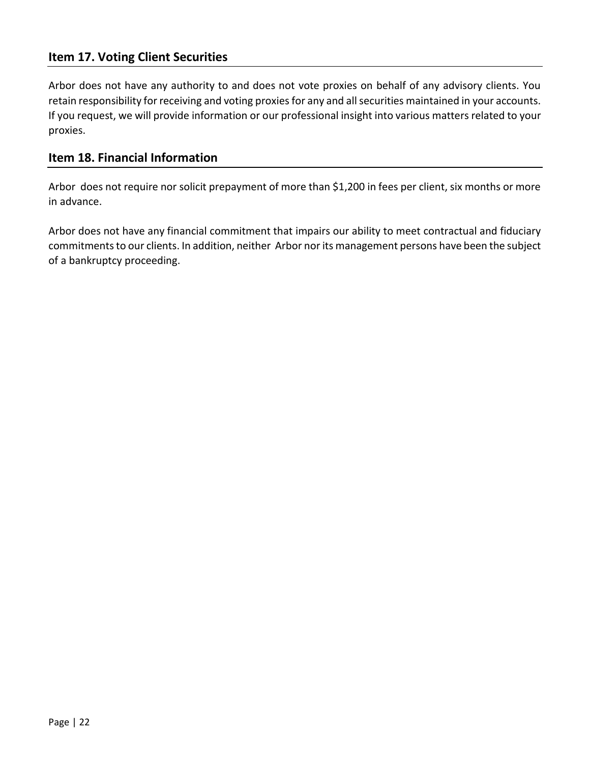## Item 17. Voting Client Securities

Arbor does not have any authority to and does not vote proxies on behalf of any advisory clients. You retain responsibility for receiving and voting proxies for any and all securities maintained in your accounts. If you request, we will provide information or our professional insight into various matters related to your proxies.

## Item 18. Financial Information

Arbor does not require nor solicit prepayment of more than $1,200 in fees per client, six months or more in advance.

Arbor does not have any financial commitment that impairs our ability to meet contractual and fiduciary commitments to our clients. In addition, neither Arbor nor its management persons have been the subject of a bankruptcy proceeding.